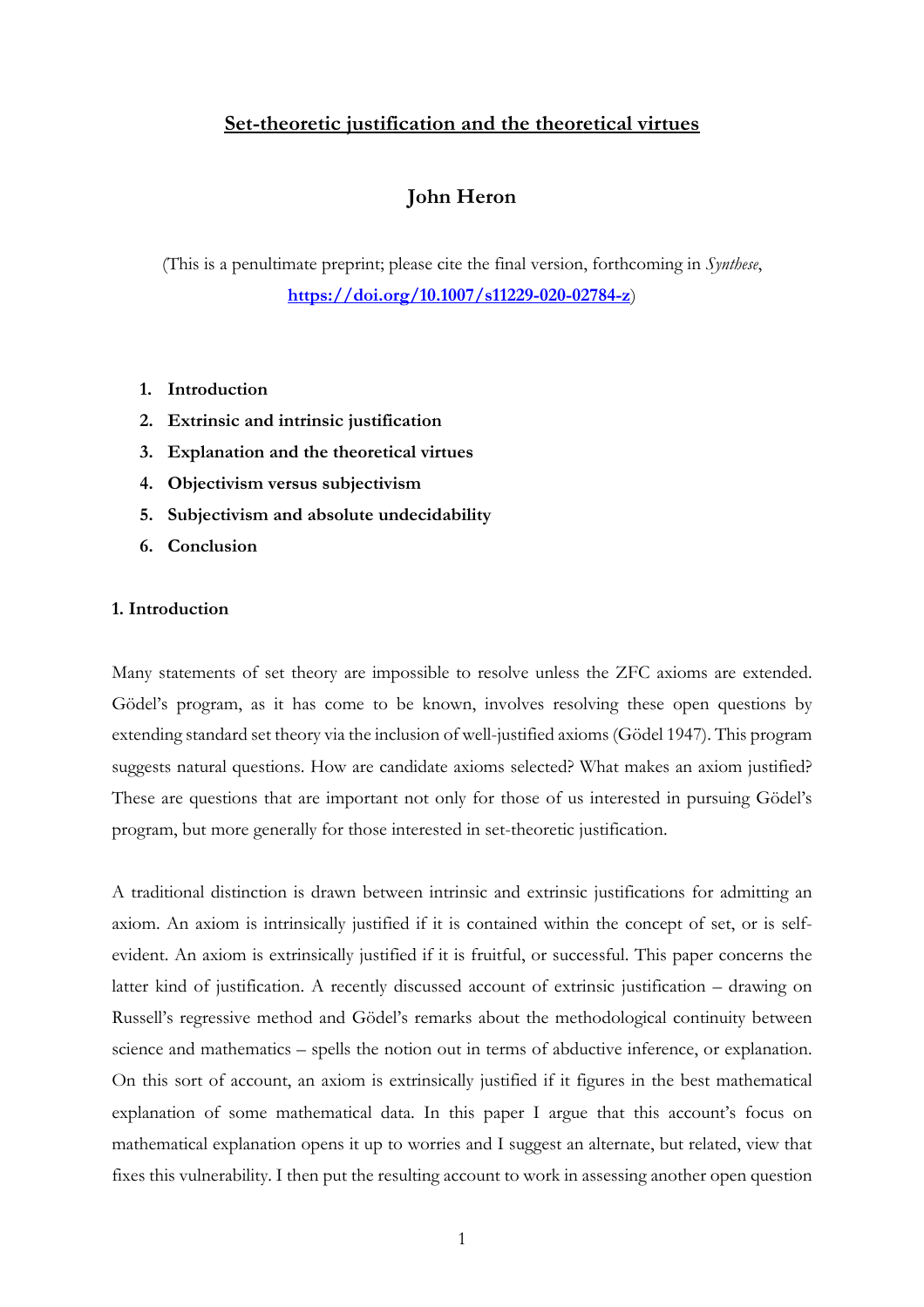# Set-theoretic justification and the theoretical virtues

## John Heron

(This is a penultimate preprint; please cite the final version, forthcoming in *Synthese*, **https://doi.org/10.1007/s11229-020-02784-z**)

1. **Introduction**
2. **Extrinsic and intrinsic justification**
3. **Explanation and the theoretical virtues**
4. **Objectivism versus subjectivism**
5. **Subjectivism and absolute undecidability**
6. **Conclusion**

### 1. Introduction

Many statements of set theory are impossible to resolve unless the ZFC axioms are extended. Gödel's program, as it has come to be known, involves resolving these open questions by extending standard set theory via the inclusion of well-justified axioms (Gödel 1947). This program suggests natural questions. How are candidate axioms selected? What makes an axiom justified? These are questions that are important not only for those of us interested in pursuing Gödel's program, but more generally for those interested in set-theoretic justification.

A traditional distinction is drawn between intrinsic and extrinsic justifications for admitting an axiom. An axiom is intrinsically justified if it is contained within the concept of set, or is self-evident. An axiom is extrinsically justified if it is fruitful, or successful. This paper concerns the latter kind of justification. A recently discussed account of extrinsic justification – drawing on Russell's regressive method and Gödel's remarks about the methodological continuity between science and mathematics – spells the notion out in terms of abductive inference, or explanation. On this sort of account, an axiom is extrinsically justified if it figures in the best mathematical explanation of some mathematical data. In this paper I argue that this account's focus on mathematical explanation opens it up to worries and I suggest an alternate, but related, view that fixes this vulnerability. I then put the resulting account to work in assessing another open question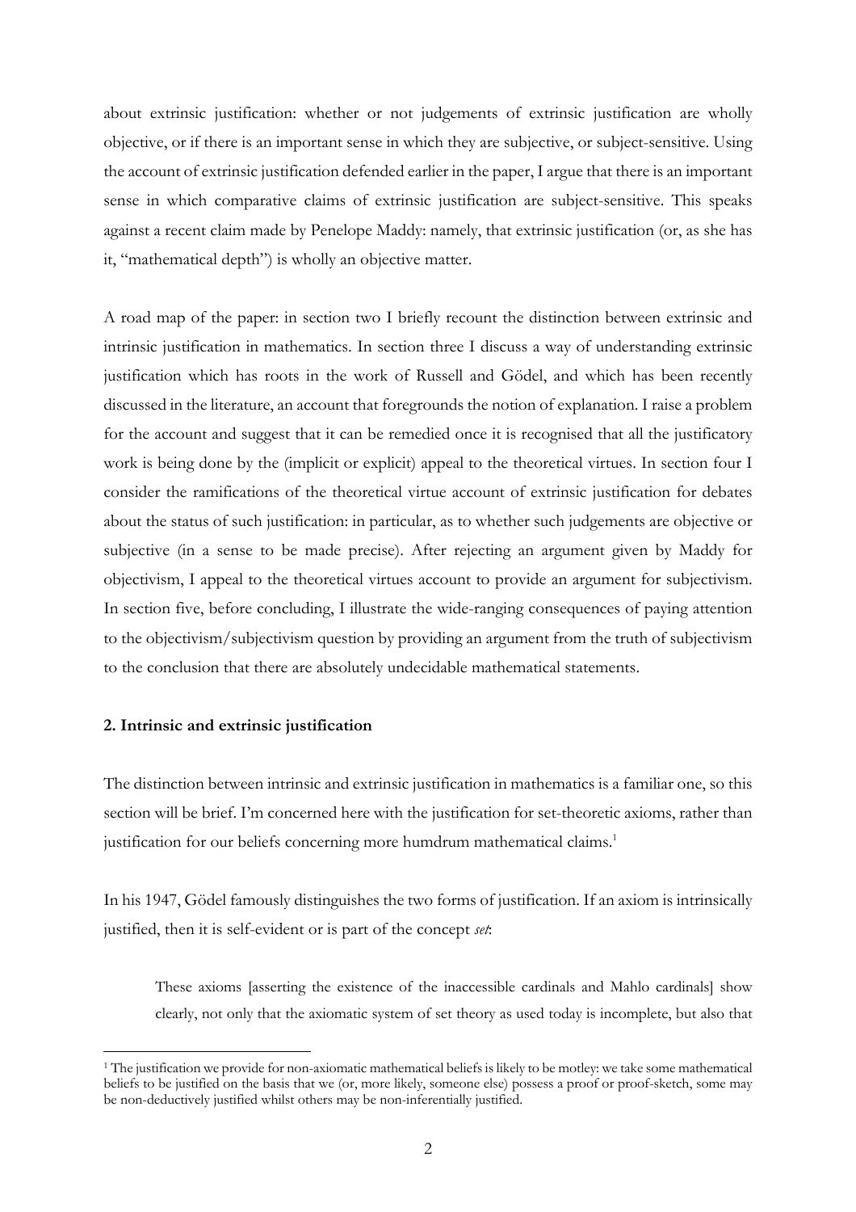about extrinsic justification: whether or not judgements of extrinsic justification are wholly objective, or if there is an important sense in which they are subjective, or subject-sensitive. Using the account of extrinsic justification defended earlier in the paper, I argue that there is an important sense in which comparative claims of extrinsic justification are subject-sensitive. This speaks against a recent claim made by Penelope Maddy: namely, that extrinsic justification (or, as she has it, "mathematical depth") is wholly an objective matter.

A road map of the paper: in section two I briefly recount the distinction between extrinsic and intrinsic justification in mathematics. In section three I discuss a way of understanding extrinsic justification which has roots in the work of Russell and Gödel, and which has been recently discussed in the literature, an account that foregrounds the notion of explanation. I raise a problem for the account and suggest that it can be remedied once it is recognised that all the justificatory work is being done by the (implicit or explicit) appeal to the theoretical virtues. In section four I consider the ramifications of the theoretical virtue account of extrinsic justification for debates about the status of such justification: in particular, as to whether such judgements are objective or subjective (in a sense to be made precise). After rejecting an argument given by Maddy for objectivism, I appeal to the theoretical virtues account to provide an argument for subjectivism. In section five, before concluding, I illustrate the wide-ranging consequences of paying attention to the objectivism/subjectivism question by providing an argument from the truth of subjectivism to the conclusion that there are absolutely undecidable mathematical statements.

## 2. Intrinsic and extrinsic justification

The distinction between intrinsic and extrinsic justification in mathematics is a familiar one, so this section will be brief. I'm concerned here with the justification for set-theoretic axioms, rather than justification for our beliefs concerning more humdrum mathematical claims.[1]

In his 1947, Gödel famously distinguishes the two forms of justification. If an axiom is intrinsically justified, then it is self-evident or is part of the concept *set*:

> These axioms [asserting the existence of the inaccessible cardinals and Mahlo cardinals] show clearly, not only that the axiomatic system of set theory as used today is incomplete, but also that

[1] The justification we provide for non-axiomatic mathematical beliefs is likely to be motley: we take some mathematical beliefs to be justified on the basis that we (or, more likely, someone else) possess a proof or proof-sketch, some may be non-deductively justified whilst others may be non-inferentially justified.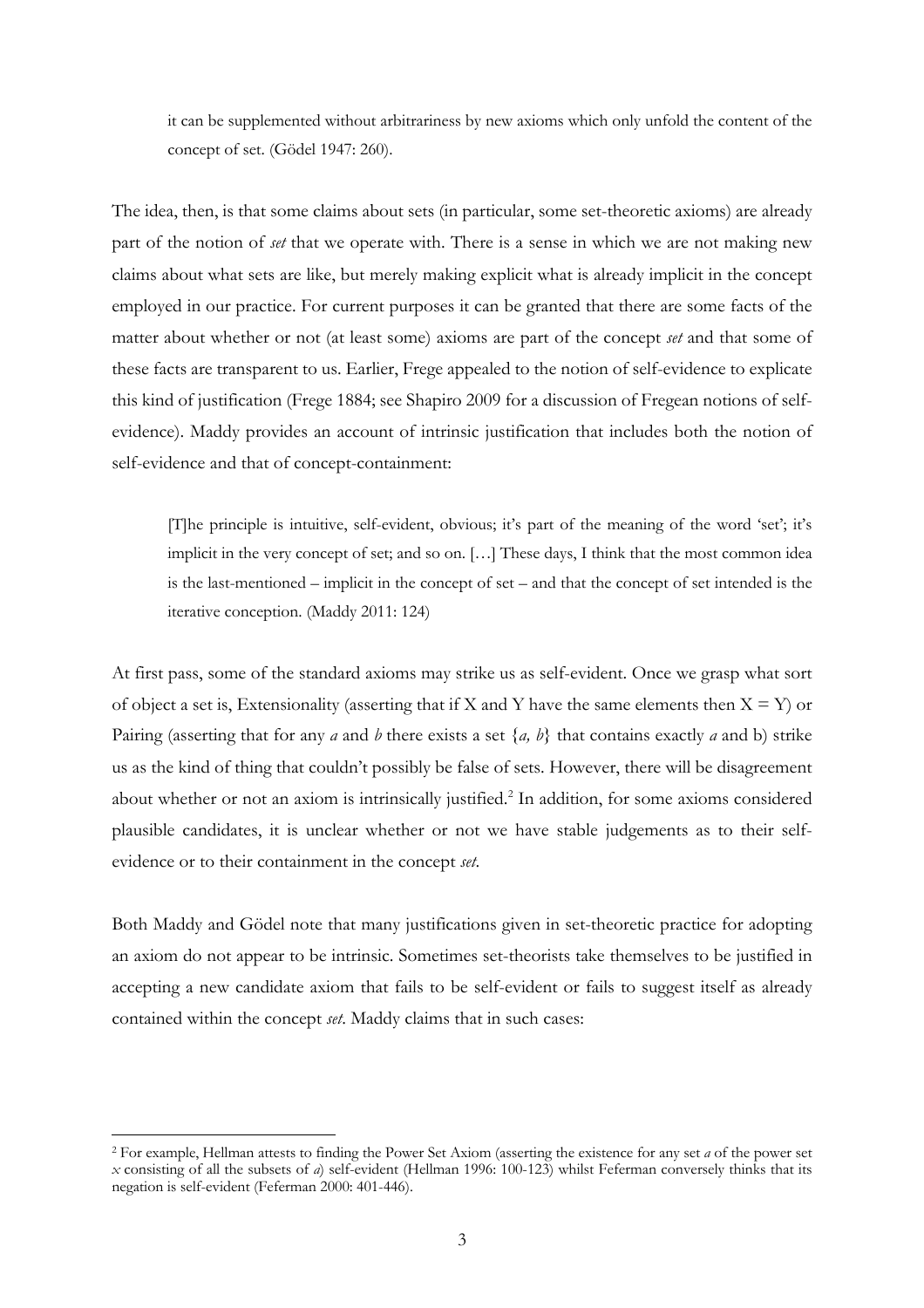> it can be supplemented without arbitrariness by new axioms which only unfold the content of the concept of set. (Gödel 1947: 260).

The idea, then, is that some claims about sets (in particular, some set-theoretic axioms) are already part of the notion of *set* that we operate with. There is a sense in which we are not making new claims about what sets are like, but merely making explicit what is already implicit in the concept employed in our practice. For current purposes it can be granted that there are some facts of the matter about whether or not (at least some) axioms are part of the concept *set* and that some of these facts are transparent to us. Earlier, Frege appealed to the notion of self-evidence to explicate this kind of justification (Frege 1884; see Shapiro 2009 for a discussion of Fregean notions of self-evidence). Maddy provides an account of intrinsic justification that includes both the notion of self-evidence and that of concept-containment:

> [T]he principle is intuitive, self-evident, obvious; it's part of the meaning of the word 'set'; it's implicit in the very concept of set; and so on. […] These days, I think that the most common idea is the last-mentioned – implicit in the concept of set – and that the concept of set intended is the iterative conception. (Maddy 2011: 124)

At first pass, some of the standard axioms may strike us as self-evident. Once we grasp what sort of object a set is, Extensionality (asserting that if X and Y have the same elements then X = Y) or Pairing (asserting that for any *a* and *b* there exists a set {*a, b*} that contains exactly *a* and b) strike us as the kind of thing that couldn't possibly be false of sets. However, there will be disagreement about whether or not an axiom is intrinsically justified.[2] In addition, for some axioms considered plausible candidates, it is unclear whether or not we have stable judgements as to their self-evidence or to their containment in the concept *set*.

Both Maddy and Gödel note that many justifications given in set-theoretic practice for adopting an axiom do not appear to be intrinsic. Sometimes set-theorists take themselves to be justified in accepting a new candidate axiom that fails to be self-evident or fails to suggest itself as already contained within the concept *set*. Maddy claims that in such cases:

---

[2] For example, Hellman attests to finding the Power Set Axiom (asserting the existence for any set *a* of the power set *x* consisting of all the subsets of *a*) self-evident (Hellman 1996: 100-123) whilst Feferman conversely thinks that its negation is self-evident (Feferman 2000: 401-446).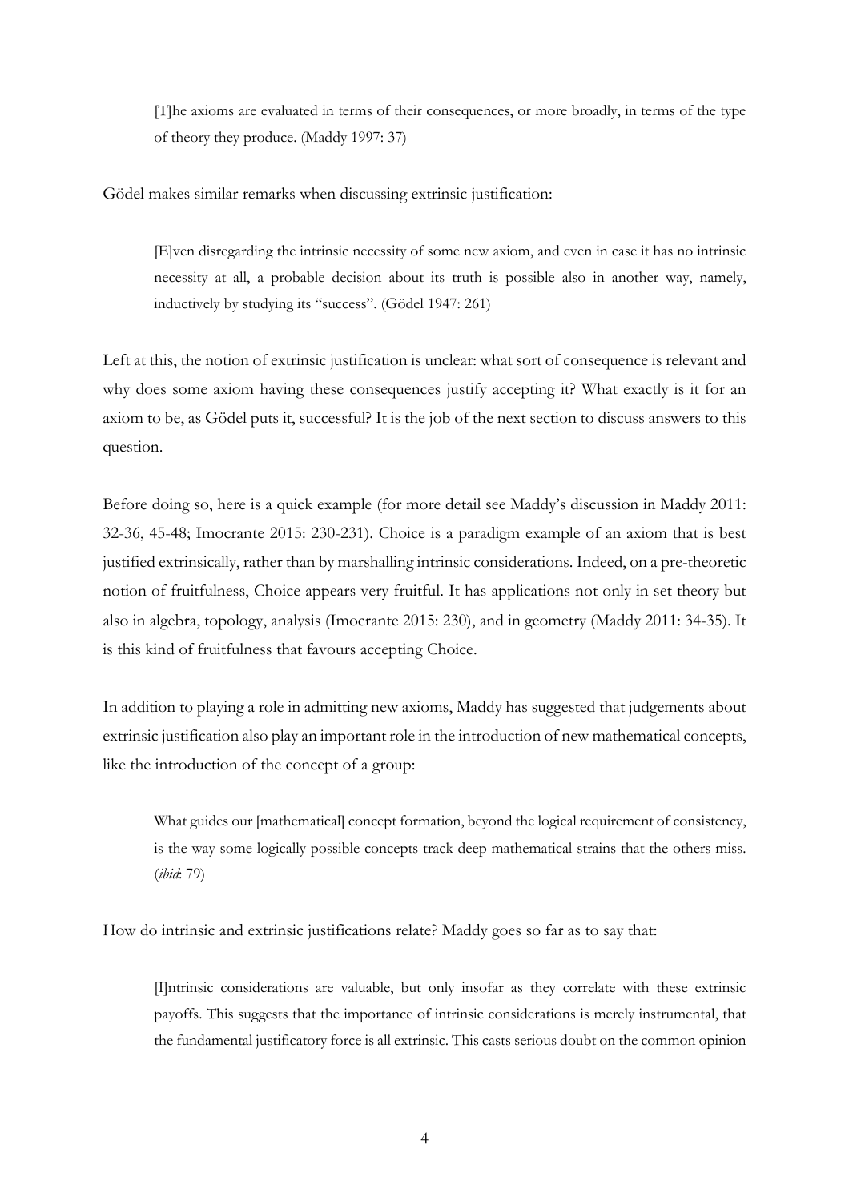> [T]he axioms are evaluated in terms of their consequences, or more broadly, in terms of the type of theory they produce. (Maddy 1997: 37)

Gödel makes similar remarks when discussing extrinsic justification:

> [E]ven disregarding the intrinsic necessity of some new axiom, and even in case it has no intrinsic necessity at all, a probable decision about its truth is possible also in another way, namely, inductively by studying its "success". (Gödel 1947: 261)

Left at this, the notion of extrinsic justification is unclear: what sort of consequence is relevant and why does some axiom having these consequences justify accepting it? What exactly is it for an axiom to be, as Gödel puts it, successful? It is the job of the next section to discuss answers to this question.

Before doing so, here is a quick example (for more detail see Maddy's discussion in Maddy 2011: 32-36, 45-48; Imocrante 2015: 230-231). Choice is a paradigm example of an axiom that is best justified extrinsically, rather than by marshalling intrinsic considerations. Indeed, on a pre-theoretic notion of fruitfulness, Choice appears very fruitful. It has applications not only in set theory but also in algebra, topology, analysis (Imocrante 2015: 230), and in geometry (Maddy 2011: 34-35). It is this kind of fruitfulness that favours accepting Choice.

In addition to playing a role in admitting new axioms, Maddy has suggested that judgements about extrinsic justification also play an important role in the introduction of new mathematical concepts, like the introduction of the concept of a group:

> What guides our [mathematical] concept formation, beyond the logical requirement of consistency, is the way some logically possible concepts track deep mathematical strains that the others miss. (*ibid*: 79)

How do intrinsic and extrinsic justifications relate? Maddy goes so far as to say that:

> [I]ntrinsic considerations are valuable, but only insofar as they correlate with these extrinsic payoffs. This suggests that the importance of intrinsic considerations is merely instrumental, that the fundamental justificatory force is all extrinsic. This casts serious doubt on the common opinion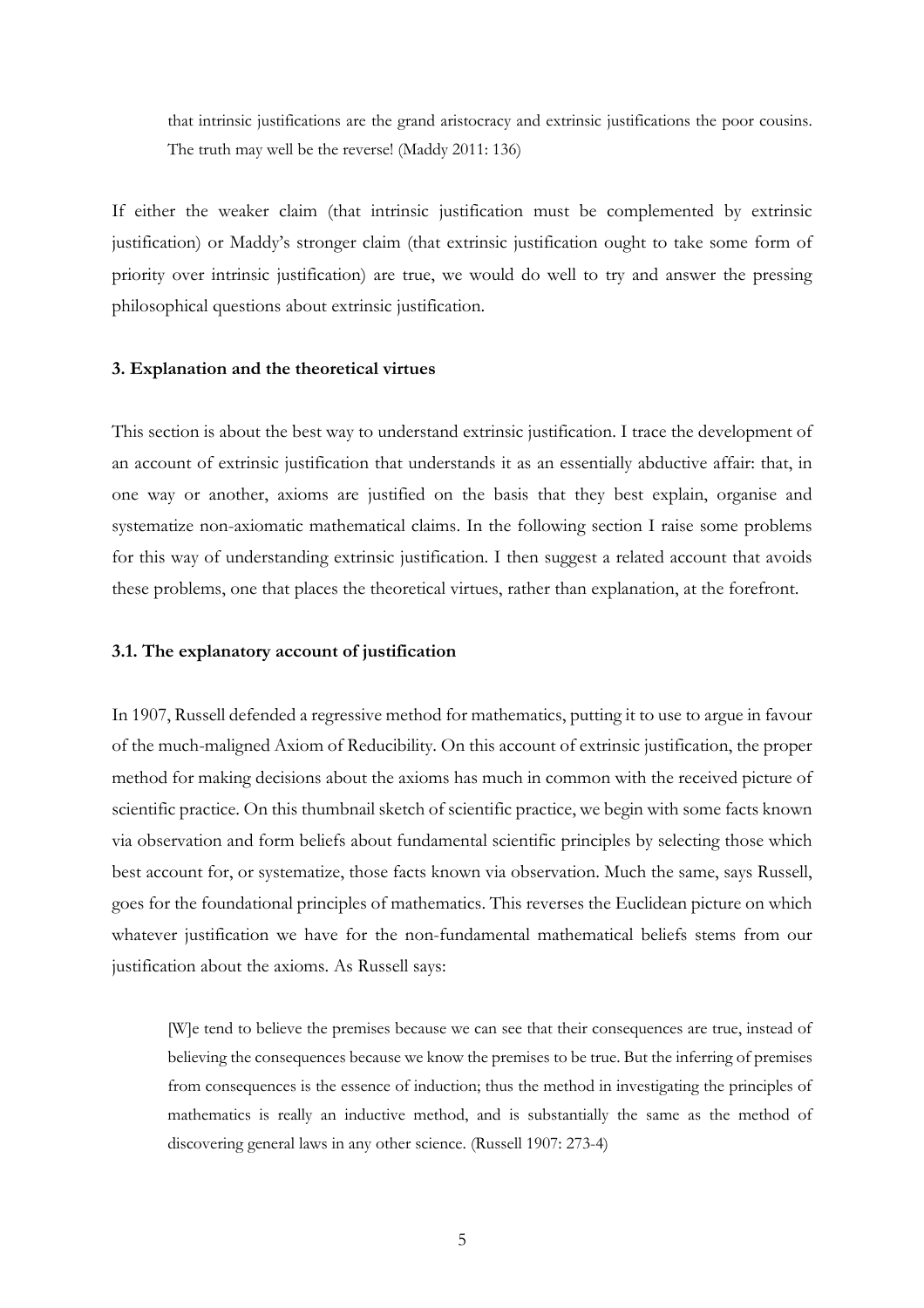> that intrinsic justifications are the grand aristocracy and extrinsic justifications the poor cousins. The truth may well be the reverse! (Maddy 2011: 136)

If either the weaker claim (that intrinsic justification must be complemented by extrinsic justification) or Maddy's stronger claim (that extrinsic justification ought to take some form of priority over intrinsic justification) are true, we would do well to try and answer the pressing philosophical questions about extrinsic justification.

### 3. Explanation and the theoretical virtues

This section is about the best way to understand extrinsic justification. I trace the development of an account of extrinsic justification that understands it as an essentially abductive affair: that, in one way or another, axioms are justified on the basis that they best explain, organise and systematize non-axiomatic mathematical claims. In the following section I raise some problems for this way of understanding extrinsic justification. I then suggest a related account that avoids these problems, one that places the theoretical virtues, rather than explanation, at the forefront.

#### 3.1. The explanatory account of justification

In 1907, Russell defended a regressive method for mathematics, putting it to use to argue in favour of the much-maligned Axiom of Reducibility. On this account of extrinsic justification, the proper method for making decisions about the axioms has much in common with the received picture of scientific practice. On this thumbnail sketch of scientific practice, we begin with some facts known via observation and form beliefs about fundamental scientific principles by selecting those which best account for, or systematize, those facts known via observation. Much the same, says Russell, goes for the foundational principles of mathematics. This reverses the Euclidean picture on which whatever justification we have for the non-fundamental mathematical beliefs stems from our justification about the axioms. As Russell says:

> [W]e tend to believe the premises because we can see that their consequences are true, instead of believing the consequences because we know the premises to be true. But the inferring of premises from consequences is the essence of induction; thus the method in investigating the principles of mathematics is really an inductive method, and is substantially the same as the method of discovering general laws in any other science. (Russell 1907: 273-4)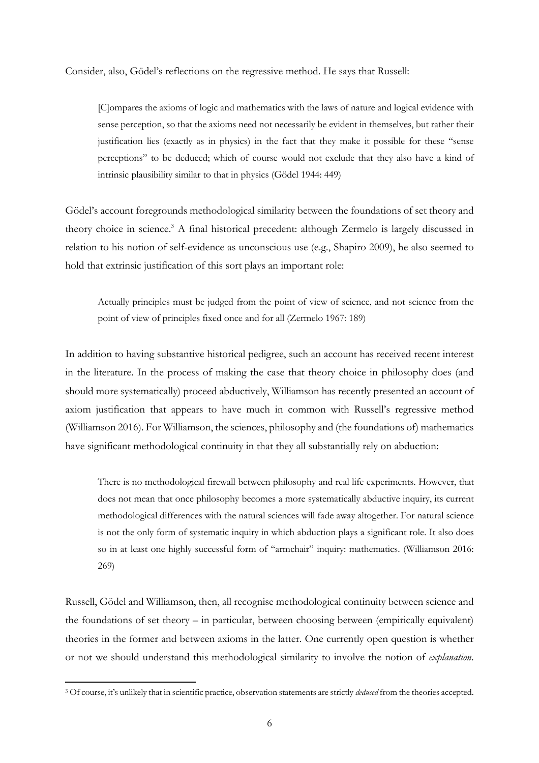Consider, also, Gödel's reflections on the regressive method. He says that Russell:

> [C]ompares the axioms of logic and mathematics with the laws of nature and logical evidence with sense perception, so that the axioms need not necessarily be evident in themselves, but rather their justification lies (exactly as in physics) in the fact that they make it possible for these "sense perceptions" to be deduced; which of course would not exclude that they also have a kind of intrinsic plausibility similar to that in physics (Gödel 1944: 449)

Gödel's account foregrounds methodological similarity between the foundations of set theory and theory choice in science.[3] A final historical precedent: although Zermelo is largely discussed in relation to his notion of self-evidence as unconscious use (e.g., Shapiro 2009), he also seemed to hold that extrinsic justification of this sort plays an important role:

> Actually principles must be judged from the point of view of science, and not science from the point of view of principles fixed once and for all (Zermelo 1967: 189)

In addition to having substantive historical pedigree, such an account has received recent interest in the literature. In the process of making the case that theory choice in philosophy does (and should more systematically) proceed abductively, Williamson has recently presented an account of axiom justification that appears to have much in common with Russell's regressive method (Williamson 2016). For Williamson, the sciences, philosophy and (the foundations of) mathematics have significant methodological continuity in that they all substantially rely on abduction:

> There is no methodological firewall between philosophy and real life experiments. However, that does not mean that once philosophy becomes a more systematically abductive inquiry, its current methodological differences with the natural sciences will fade away altogether. For natural science is not the only form of systematic inquiry in which abduction plays a significant role. It also does so in at least one highly successful form of "armchair" inquiry: mathematics. (Williamson 2016: 269)

Russell, Gödel and Williamson, then, all recognise methodological continuity between science and the foundations of set theory – in particular, between choosing between (empirically equivalent) theories in the former and between axioms in the latter. One currently open question is whether or not we should understand this methodological similarity to involve the notion of *explanation*.

[3] Of course, it's unlikely that in scientific practice, observation statements are strictly *deduced* from the theories accepted.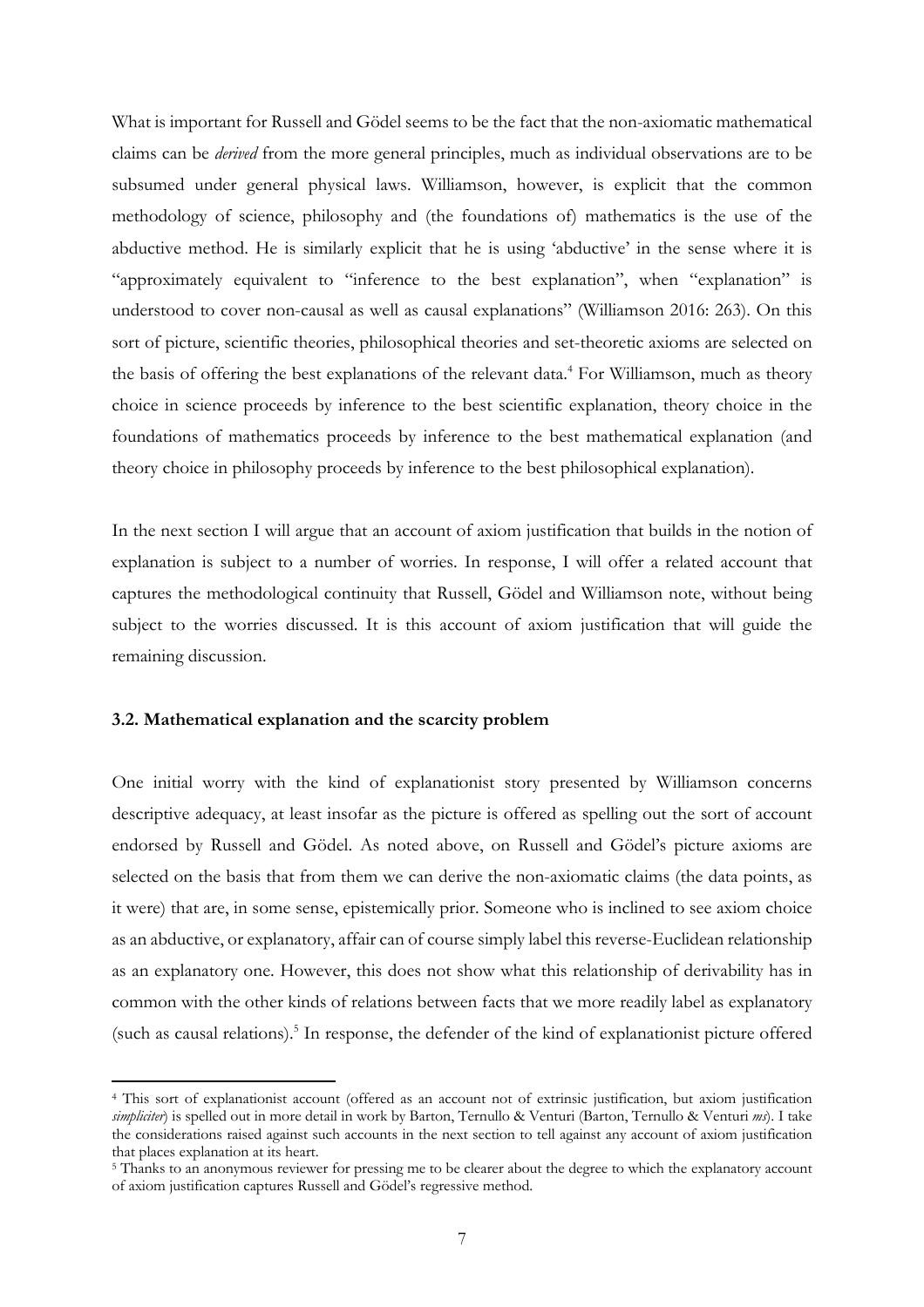What is important for Russell and Gödel seems to be the fact that the non-axiomatic mathematical claims can be *derived* from the more general principles, much as individual observations are to be subsumed under general physical laws. Williamson, however, is explicit that the common methodology of science, philosophy and (the foundations of) mathematics is the use of the abductive method. He is similarly explicit that he is using 'abductive' in the sense where it is "approximately equivalent to "inference to the best explanation", when "explanation" is understood to cover non-causal as well as causal explanations" (Williamson 2016: 263). On this sort of picture, scientific theories, philosophical theories and set-theoretic axioms are selected on the basis of offering the best explanations of the relevant data.[4] For Williamson, much as theory choice in science proceeds by inference to the best scientific explanation, theory choice in the foundations of mathematics proceeds by inference to the best mathematical explanation (and theory choice in philosophy proceeds by inference to the best philosophical explanation).

In the next section I will argue that an account of axiom justification that builds in the notion of explanation is subject to a number of worries. In response, I will offer a related account that captures the methodological continuity that Russell, Gödel and Williamson note, without being subject to the worries discussed. It is this account of axiom justification that will guide the remaining discussion.

### 3.2. Mathematical explanation and the scarcity problem

One initial worry with the kind of explanationist story presented by Williamson concerns descriptive adequacy, at least insofar as the picture is offered as spelling out the sort of account endorsed by Russell and Gödel. As noted above, on Russell and Gödel's picture axioms are selected on the basis that from them we can derive the non-axiomatic claims (the data points, as it were) that are, in some sense, epistemically prior. Someone who is inclined to see axiom choice as an abductive, or explanatory, affair can of course simply label this reverse-Euclidean relationship as an explanatory one. However, this does not show what this relationship of derivability has in common with the other kinds of relations between facts that we more readily label as explanatory (such as causal relations).[5] In response, the defender of the kind of explanationist picture offered

[4] This sort of explanationist account (offered as an account not of extrinsic justification, but axiom justification *simpliciter*) is spelled out in more detail in work by Barton, Ternullo & Venturi (Barton, Ternullo & Venturi *ms*). I take the considerations raised against such accounts in the next section to tell against any account of axiom justification that places explanation at its heart.

[5] Thanks to an anonymous reviewer for pressing me to be clearer about the degree to which the explanatory account of axiom justification captures Russell and Gödel's regressive method.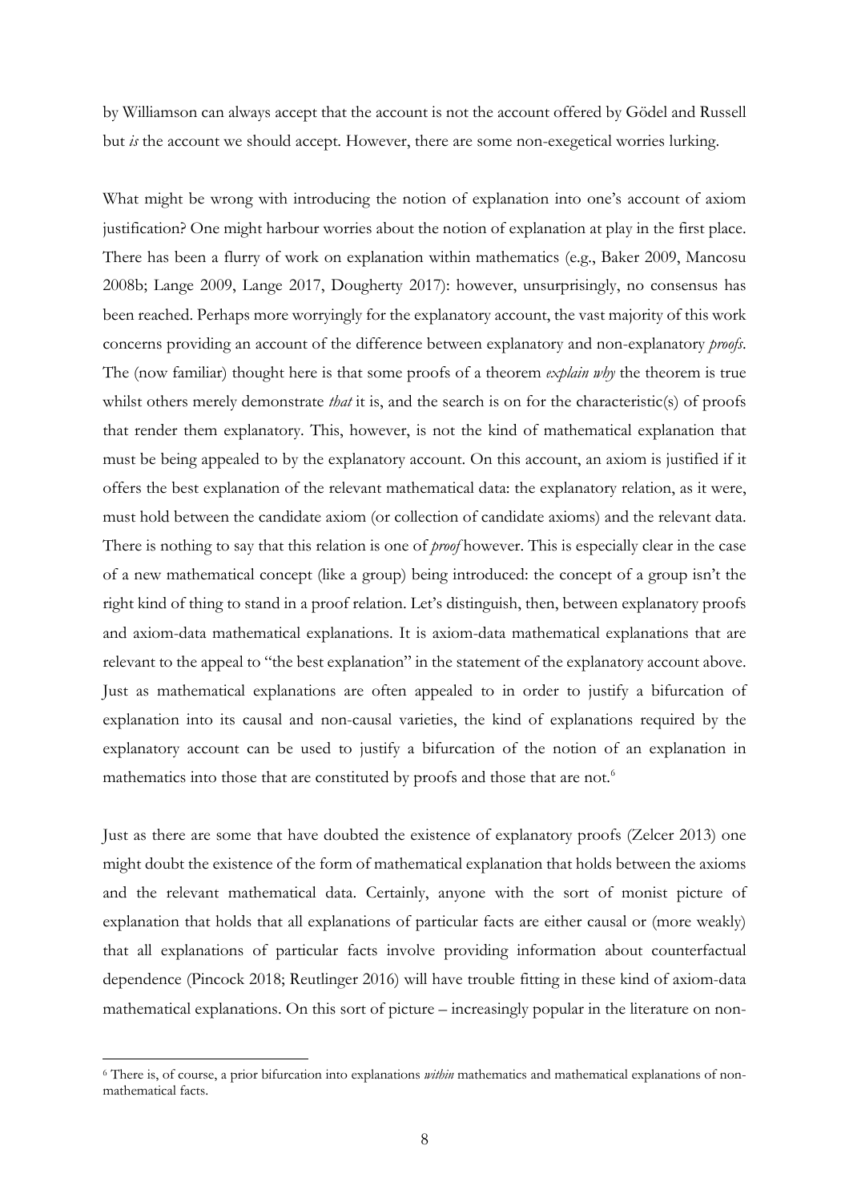by Williamson can always accept that the account is not the account offered by Gödel and Russell but *is* the account we should accept. However, there are some non-exegetical worries lurking.

What might be wrong with introducing the notion of explanation into one's account of axiom justification? One might harbour worries about the notion of explanation at play in the first place. There has been a flurry of work on explanation within mathematics (e.g., Baker 2009, Mancosu 2008b; Lange 2009, Lange 2017, Dougherty 2017): however, unsurprisingly, no consensus has been reached. Perhaps more worryingly for the explanatory account, the vast majority of this work concerns providing an account of the difference between explanatory and non-explanatory *proofs*. The (now familiar) thought here is that some proofs of a theorem *explain why* the theorem is true whilst others merely demonstrate *that* it is, and the search is on for the characteristic(s) of proofs that render them explanatory. This, however, is not the kind of mathematical explanation that must be being appealed to by the explanatory account. On this account, an axiom is justified if it offers the best explanation of the relevant mathematical data: the explanatory relation, as it were, must hold between the candidate axiom (or collection of candidate axioms) and the relevant data. There is nothing to say that this relation is one of *proof* however. This is especially clear in the case of a new mathematical concept (like a group) being introduced: the concept of a group isn't the right kind of thing to stand in a proof relation. Let's distinguish, then, between explanatory proofs and axiom-data mathematical explanations. It is axiom-data mathematical explanations that are relevant to the appeal to "the best explanation" in the statement of the explanatory account above. Just as mathematical explanations are often appealed to in order to justify a bifurcation of explanation into its causal and non-causal varieties, the kind of explanations required by the explanatory account can be used to justify a bifurcation of the notion of an explanation in mathematics into those that are constituted by proofs and those that are not.[6]

Just as there are some that have doubted the existence of explanatory proofs (Zelcer 2013) one might doubt the existence of the form of mathematical explanation that holds between the axioms and the relevant mathematical data. Certainly, anyone with the sort of monist picture of explanation that holds that all explanations of particular facts are either causal or (more weakly) that all explanations of particular facts involve providing information about counterfactual dependence (Pincock 2018; Reutlinger 2016) will have trouble fitting in these kind of axiom-data mathematical explanations. On this sort of picture – increasingly popular in the literature on non-

[6] There is, of course, a prior bifurcation into explanations *within* mathematics and mathematical explanations of non-mathematical facts.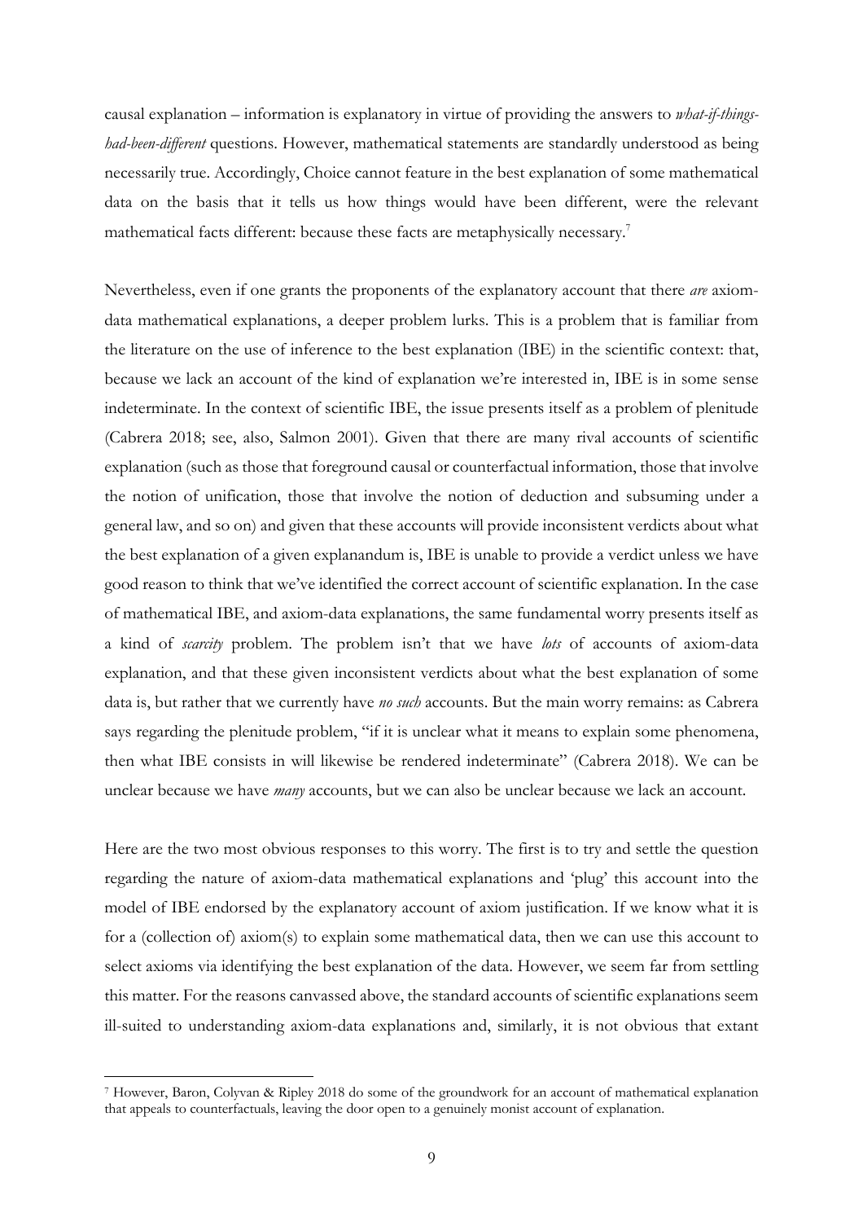causal explanation – information is explanatory in virtue of providing the answers to *what-if-things-had-been-different* questions. However, mathematical statements are standardly understood as being necessarily true. Accordingly, Choice cannot feature in the best explanation of some mathematical data on the basis that it tells us how things would have been different, were the relevant mathematical facts different: because these facts are metaphysically necessary.[7]

Nevertheless, even if one grants the proponents of the explanatory account that there *are* axiom-data mathematical explanations, a deeper problem lurks. This is a problem that is familiar from the literature on the use of inference to the best explanation (IBE) in the scientific context: that, because we lack an account of the kind of explanation we're interested in, IBE is in some sense indeterminate. In the context of scientific IBE, the issue presents itself as a problem of plenitude (Cabrera 2018; see, also, Salmon 2001). Given that there are many rival accounts of scientific explanation (such as those that foreground causal or counterfactual information, those that involve the notion of unification, those that involve the notion of deduction and subsuming under a general law, and so on) and given that these accounts will provide inconsistent verdicts about what the best explanation of a given explanandum is, IBE is unable to provide a verdict unless we have good reason to think that we've identified the correct account of scientific explanation. In the case of mathematical IBE, and axiom-data explanations, the same fundamental worry presents itself as a kind of *scarcity* problem. The problem isn't that we have *lots* of accounts of axiom-data explanation, and that these given inconsistent verdicts about what the best explanation of some data is, but rather that we currently have *no such* accounts. But the main worry remains: as Cabrera says regarding the plenitude problem, "if it is unclear what it means to explain some phenomena, then what IBE consists in will likewise be rendered indeterminate" (Cabrera 2018). We can be unclear because we have *many* accounts, but we can also be unclear because we lack an account.

Here are the two most obvious responses to this worry. The first is to try and settle the question regarding the nature of axiom-data mathematical explanations and 'plug' this account into the model of IBE endorsed by the explanatory account of axiom justification. If we know what it is for a (collection of) axiom(s) to explain some mathematical data, then we can use this account to select axioms via identifying the best explanation of the data. However, we seem far from settling this matter. For the reasons canvassed above, the standard accounts of scientific explanations seem ill-suited to understanding axiom-data explanations and, similarly, it is not obvious that extant

[7] However, Baron, Colyvan & Ripley 2018 do some of the groundwork for an account of mathematical explanation that appeals to counterfactuals, leaving the door open to a genuinely monist account of explanation.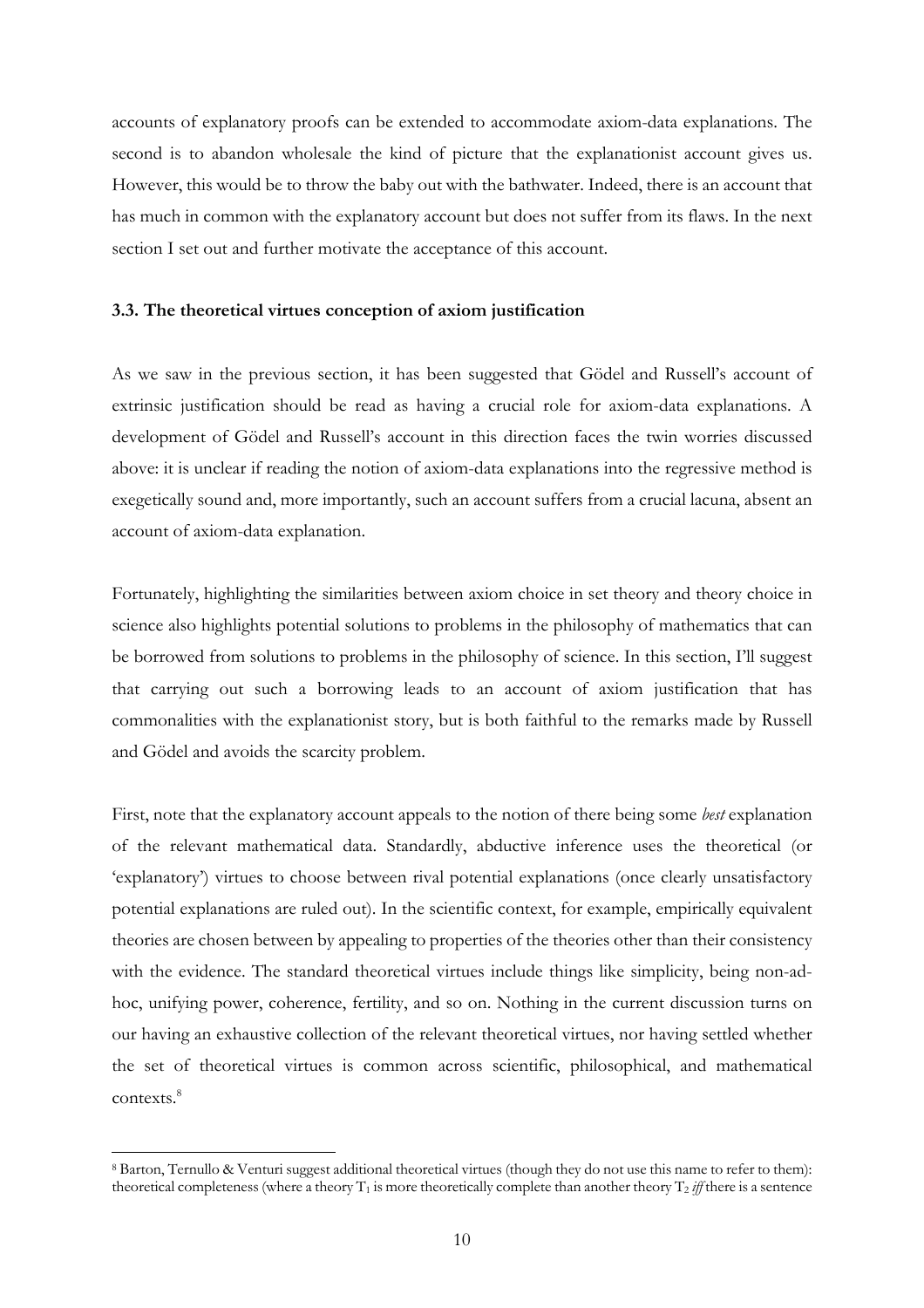accounts of explanatory proofs can be extended to accommodate axiom-data explanations. The second is to abandon wholesale the kind of picture that the explanationist account gives us. However, this would be to throw the baby out with the bathwater. Indeed, there is an account that has much in common with the explanatory account but does not suffer from its flaws. In the next section I set out and further motivate the acceptance of this account.

### 3.3. The theoretical virtues conception of axiom justification

As we saw in the previous section, it has been suggested that Gödel and Russell's account of extrinsic justification should be read as having a crucial role for axiom-data explanations. A development of Gödel and Russell's account in this direction faces the twin worries discussed above: it is unclear if reading the notion of axiom-data explanations into the regressive method is exegetically sound and, more importantly, such an account suffers from a crucial lacuna, absent an account of axiom-data explanation.

Fortunately, highlighting the similarities between axiom choice in set theory and theory choice in science also highlights potential solutions to problems in the philosophy of mathematics that can be borrowed from solutions to problems in the philosophy of science. In this section, I'll suggest that carrying out such a borrowing leads to an account of axiom justification that has commonalities with the explanationist story, but is both faithful to the remarks made by Russell and Gödel and avoids the scarcity problem.

First, note that the explanatory account appeals to the notion of there being some *best* explanation of the relevant mathematical data. Standardly, abductive inference uses the theoretical (or 'explanatory') virtues to choose between rival potential explanations (once clearly unsatisfactory potential explanations are ruled out). In the scientific context, for example, empirically equivalent theories are chosen between by appealing to properties of the theories other than their consistency with the evidence. The standard theoretical virtues include things like simplicity, being non-ad-hoc, unifying power, coherence, fertility, and so on. Nothing in the current discussion turns on our having an exhaustive collection of the relevant theoretical virtues, nor having settled whether the set of theoretical virtues is common across scientific, philosophical, and mathematical contexts.[8]

[8] Barton, Ternullo & Venturi suggest additional theoretical virtues (though they do not use this name to refer to them): theoretical completeness (where a theory $T_1$ is more theoretically complete than another theory $T_2$ *iff* there is a sentence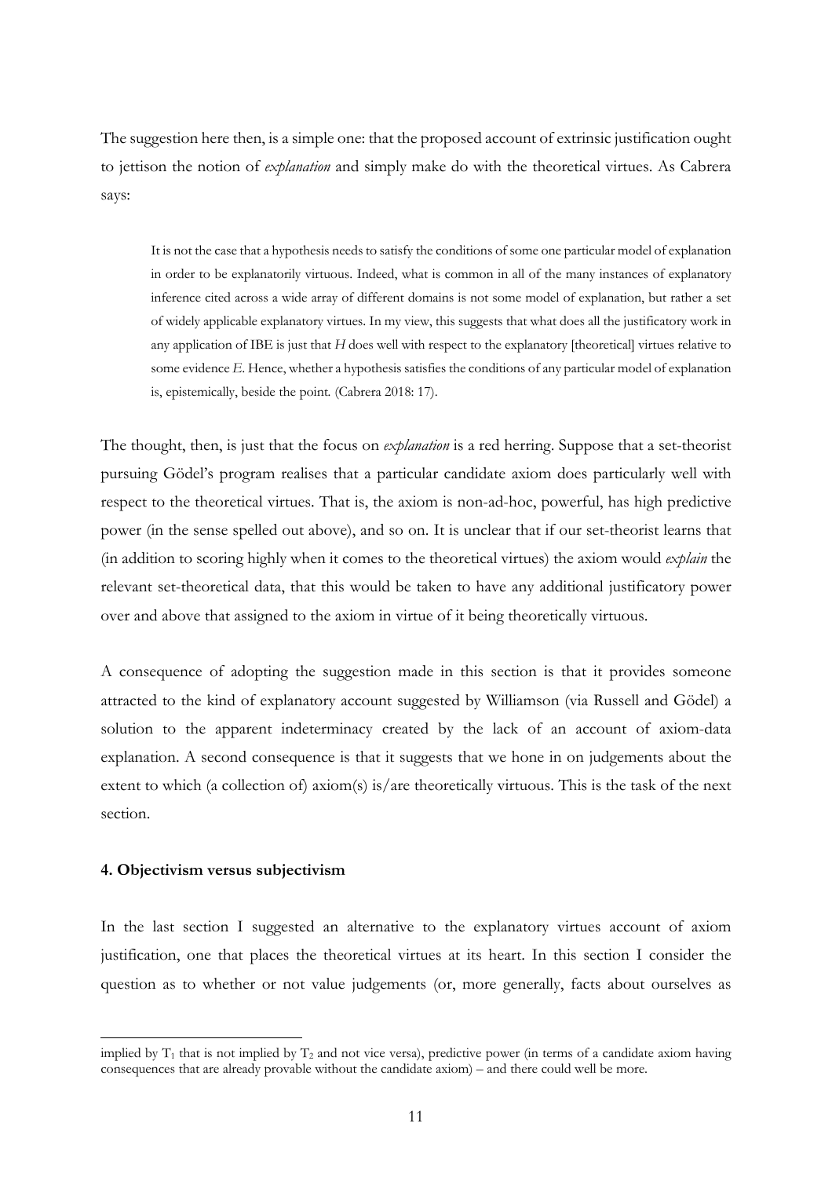The suggestion here then, is a simple one: that the proposed account of extrinsic justification ought to jettison the notion of *explanation* and simply make do with the theoretical virtues. As Cabrera says:

> It is not the case that a hypothesis needs to satisfy the conditions of some one particular model of explanation in order to be explanatorily virtuous. Indeed, what is common in all of the many instances of explanatory inference cited across a wide array of different domains is not some model of explanation, but rather a set of widely applicable explanatory virtues. In my view, this suggests that what does all the justificatory work in any application of IBE is just that *H* does well with respect to the explanatory [theoretical] virtues relative to some evidence *E*. Hence, whether a hypothesis satisfies the conditions of any particular model of explanation is, epistemically, beside the point. (Cabrera 2018: 17).

The thought, then, is just that the focus on *explanation* is a red herring. Suppose that a set-theorist pursuing Gödel's program realises that a particular candidate axiom does particularly well with respect to the theoretical virtues. That is, the axiom is non-ad-hoc, powerful, has high predictive power (in the sense spelled out above), and so on. It is unclear that if our set-theorist learns that (in addition to scoring highly when it comes to the theoretical virtues) the axiom would *explain* the relevant set-theoretical data, that this would be taken to have any additional justificatory power over and above that assigned to the axiom in virtue of it being theoretically virtuous.

A consequence of adopting the suggestion made in this section is that it provides someone attracted to the kind of explanatory account suggested by Williamson (via Russell and Gödel) a solution to the apparent indeterminacy created by the lack of an account of axiom-data explanation. A second consequence is that it suggests that we hone in on judgements about the extent to which (a collection of) axiom(s) is/are theoretically virtuous. This is the task of the next section.

#### 4. Objectivism versus subjectivism

In the last section I suggested an alternative to the explanatory virtues account of axiom justification, one that places the theoretical virtues at its heart. In this section I consider the question as to whether or not value judgements (or, more generally, facts about ourselves as

---

implied by $T_1$ that is not implied by $T_2$ and not vice versa), predictive power (in terms of a candidate axiom having consequences that are already provable without the candidate axiom) – and there could well be more.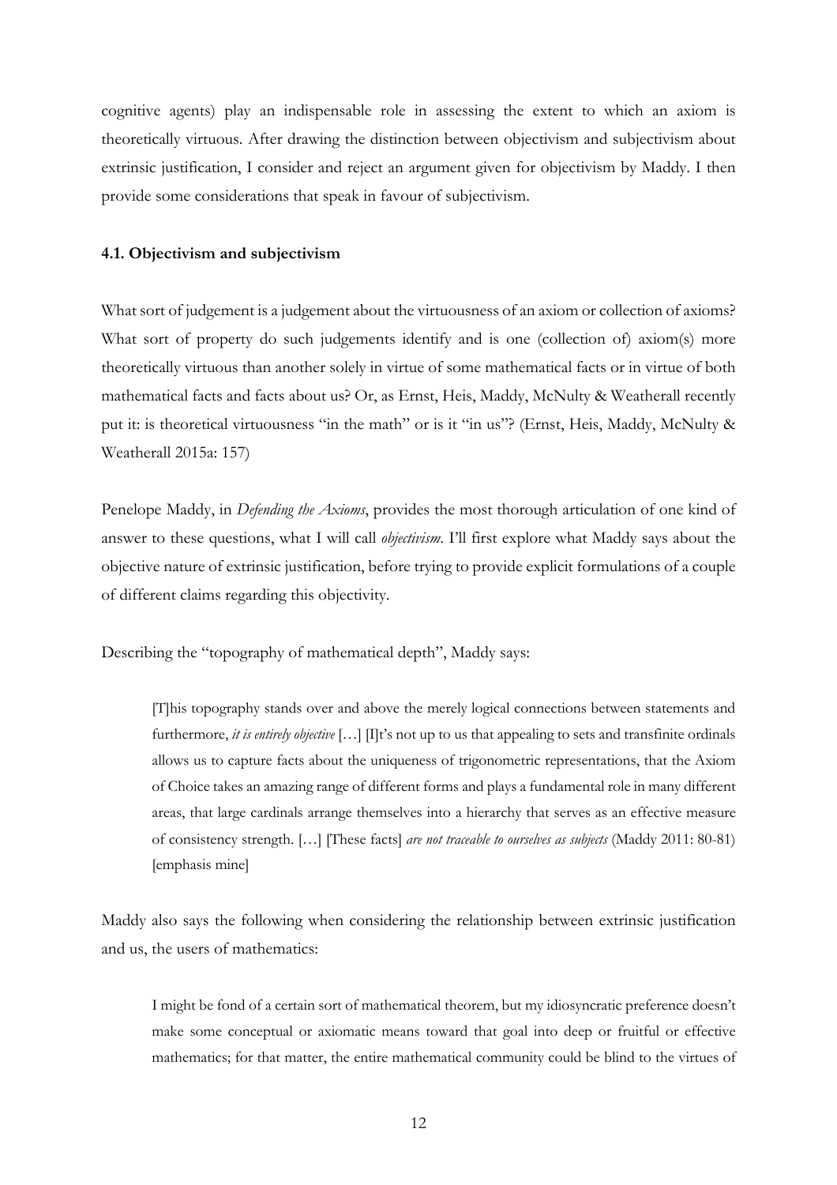cognitive agents) play an indispensable role in assessing the extent to which an axiom is theoretically virtuous. After drawing the distinction between objectivism and subjectivism about extrinsic justification, I consider and reject an argument given for objectivism by Maddy. I then provide some considerations that speak in favour of subjectivism.

### 4.1. Objectivism and subjectivism

What sort of judgement is a judgement about the virtuousness of an axiom or collection of axioms? What sort of property do such judgements identify and is one (collection of) axiom(s) more theoretically virtuous than another solely in virtue of some mathematical facts or in virtue of both mathematical facts and facts about us? Or, as Ernst, Heis, Maddy, McNulty & Weatherall recently put it: is theoretical virtuousness "in the math" or is it "in us"? (Ernst, Heis, Maddy, McNulty & Weatherall 2015a: 157)

Penelope Maddy, in *Defending the Axioms*, provides the most thorough articulation of one kind of answer to these questions, what I will call *objectivism*. I'll first explore what Maddy says about the objective nature of extrinsic justification, before trying to provide explicit formulations of a couple of different claims regarding this objectivity.

Describing the "topography of mathematical depth", Maddy says:

> [T]his topography stands over and above the merely logical connections between statements and furthermore, *it is entirely objective* […] [I]t's not up to us that appealing to sets and transfinite ordinals allows us to capture facts about the uniqueness of trigonometric representations, that the Axiom of Choice takes an amazing range of different forms and plays a fundamental role in many different areas, that large cardinals arrange themselves into a hierarchy that serves as an effective measure of consistency strength. […] [These facts] *are not traceable to ourselves as subjects* (Maddy 2011: 80-81) [emphasis mine]

Maddy also says the following when considering the relationship between extrinsic justification and us, the users of mathematics:

> I might be fond of a certain sort of mathematical theorem, but my idiosyncratic preference doesn't make some conceptual or axiomatic means toward that goal into deep or fruitful or effective mathematics; for that matter, the entire mathematical community could be blind to the virtues of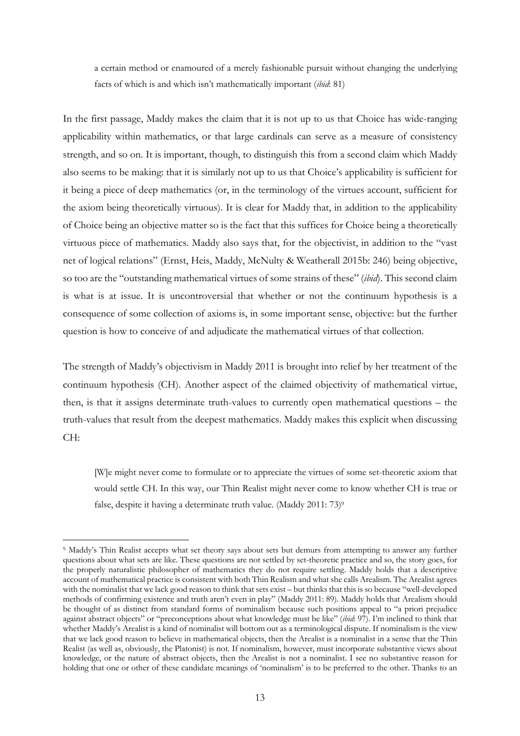> a certain method or enamoured of a merely fashionable pursuit without changing the underlying facts of which is and which isn't mathematically important (*ibid*: 81)

In the first passage, Maddy makes the claim that it is not up to us that Choice has wide-ranging applicability within mathematics, or that large cardinals can serve as a measure of consistency strength, and so on. It is important, though, to distinguish this from a second claim which Maddy also seems to be making: that it is similarly not up to us that Choice's applicability is sufficient for it being a piece of deep mathematics (or, in the terminology of the virtues account, sufficient for the axiom being theoretically virtuous). It is clear for Maddy that, in addition to the applicability of Choice being an objective matter so is the fact that this suffices for Choice being a theoretically virtuous piece of mathematics. Maddy also says that, for the objectivist, in addition to the "vast net of logical relations" (Ernst, Heis, Maddy, McNulty & Weatherall 2015b: 246) being objective, so too are the "outstanding mathematical virtues of some strains of these" (*ibid*). This second claim is what is at issue. It is uncontroversial that whether or not the continuum hypothesis is a consequence of some collection of axioms is, in some important sense, objective: but the further question is how to conceive of and adjudicate the mathematical virtues of that collection.

The strength of Maddy's objectivism in Maddy 2011 is brought into relief by her treatment of the continuum hypothesis (CH). Another aspect of the claimed objectivity of mathematical virtue, then, is that it assigns determinate truth-values to currently open mathematical questions – the truth-values that result from the deepest mathematics. Maddy makes this explicit when discussing CH:

> [W]e might never come to formulate or to appreciate the virtues of some set-theoretic axiom that would settle CH. In this way, our Thin Realist might never come to know whether CH is true or false, despite it having a determinate truth value. (Maddy 2011: 73)[9]

[9] Maddy's Thin Realist accepts what set theory says about sets but demurs from attempting to answer any further questions about what sets are like. These questions are not settled by set-theoretic practice and so, the story goes, for the properly naturalistic philosopher of mathematics they do not require settling. Maddy holds that a descriptive account of mathematical practice is consistent with both Thin Realism and what she calls Arealism. The Arealist agrees with the nominalist that we lack good reason to think that sets exist – but thinks that this is so because "well-developed methods of confirming existence and truth aren't even in play" (Maddy 2011: 89). Maddy holds that Arealism should be thought of as distinct from standard forms of nominalism because such positions appeal to "a priori prejudice against abstract objects" or "preconceptions about what knowledge must be like" (*ibid*: 97). I'm inclined to think that whether Maddy's Arealist is a kind of nominalist will bottom out as a terminological dispute. If nominalism is the view that we lack good reason to believe in mathematical objects, then the Arealist is a nominalist in a sense that the Thin Realist (as well as, obviously, the Platonist) is not. If nominalism, however, must incorporate substantive views about knowledge, or the nature of abstract objects, then the Arealist is not a nominalist. I see no substantive reason for holding that one or other of these candidate meanings of 'nominalism' is to be preferred to the other. Thanks to an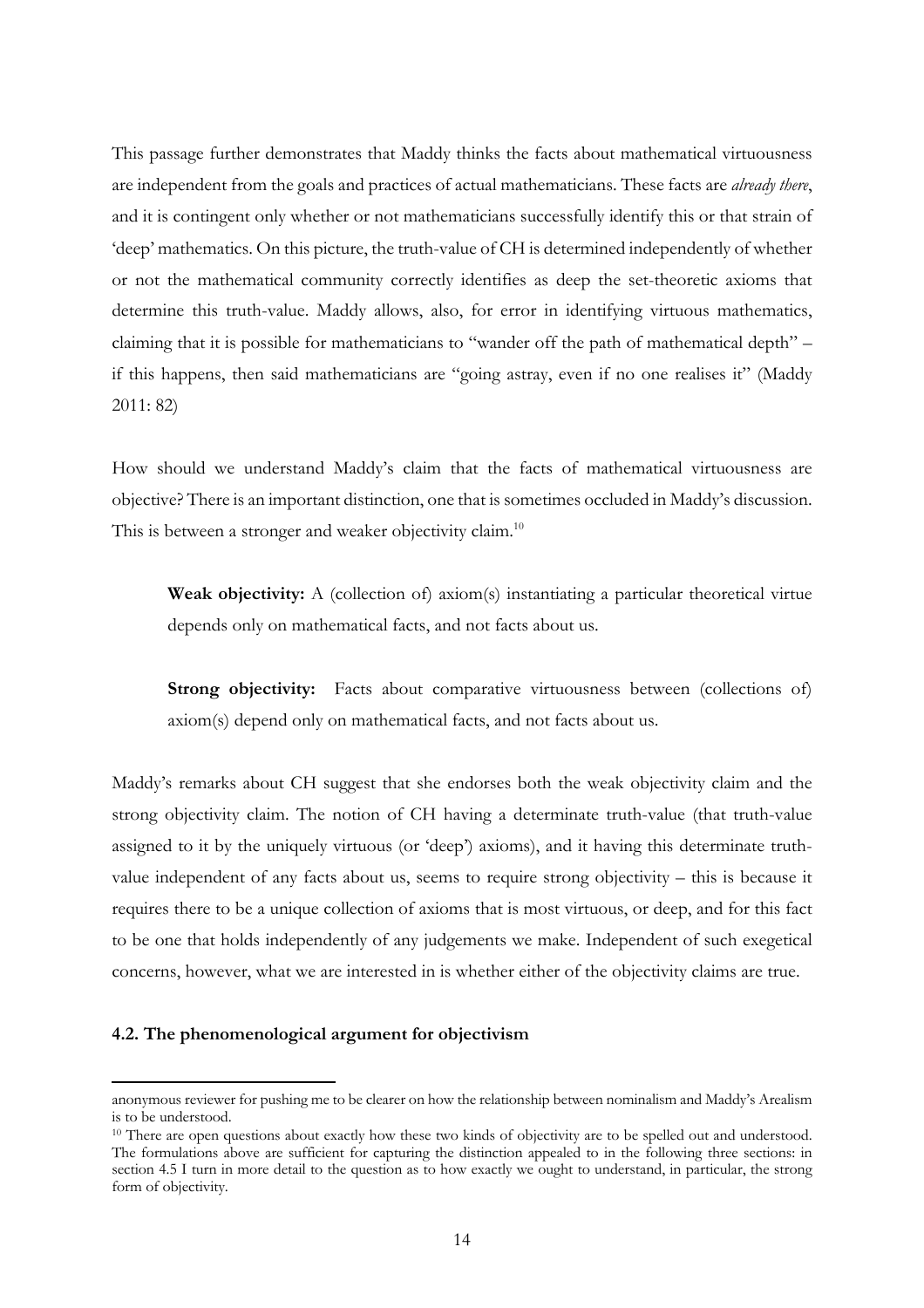This passage further demonstrates that Maddy thinks the facts about mathematical virtuousness are independent from the goals and practices of actual mathematicians. These facts are *already there*, and it is contingent only whether or not mathematicians successfully identify this or that strain of 'deep' mathematics. On this picture, the truth-value of CH is determined independently of whether or not the mathematical community correctly identifies as deep the set-theoretic axioms that determine this truth-value. Maddy allows, also, for error in identifying virtuous mathematics, claiming that it is possible for mathematicians to "wander off the path of mathematical depth" – if this happens, then said mathematicians are "going astray, even if no one realises it" (Maddy 2011: 82)

How should we understand Maddy's claim that the facts of mathematical virtuousness are objective? There is an important distinction, one that is sometimes occluded in Maddy's discussion. This is between a stronger and weaker objectivity claim.[10]

> **Weak objectivity:** A (collection of) axiom(s) instantiating a particular theoretical virtue depends only on mathematical facts, and not facts about us.
>
> **Strong objectivity:** Facts about comparative virtuousness between (collections of) axiom(s) depend only on mathematical facts, and not facts about us.

Maddy's remarks about CH suggest that she endorses both the weak objectivity claim and the strong objectivity claim. The notion of CH having a determinate truth-value (that truth-value assigned to it by the uniquely virtuous (or 'deep') axioms), and it having this determinate truth-value independent of any facts about us, seems to require strong objectivity – this is because it requires there to be a unique collection of axioms that is most virtuous, or deep, and for this fact to be one that holds independently of any judgements we make. Independent of such exegetical concerns, however, what we are interested in is whether either of the objectivity claims are true.

#### 4.2. The phenomenological argument for objectivism

anonymous reviewer for pushing me to be clearer on how the relationship between nominalism and Maddy's Arealism is to be understood.

[10] There are open questions about exactly how these two kinds of objectivity are to be spelled out and understood. The formulations above are sufficient for capturing the distinction appealed to in the following three sections: in section 4.5 I turn in more detail to the question as to how exactly we ought to understand, in particular, the strong form of objectivity.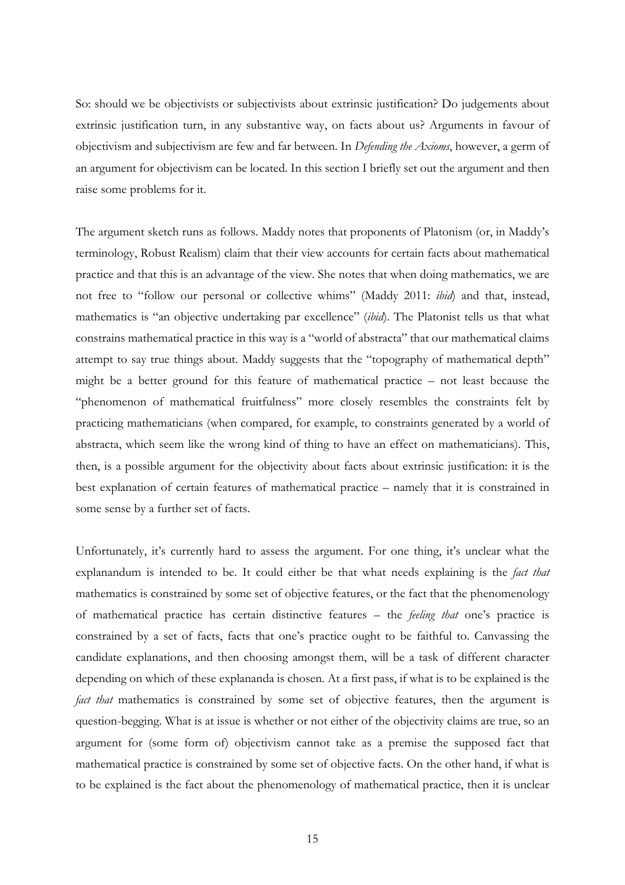So: should we be objectivists or subjectivists about extrinsic justification? Do judgements about extrinsic justification turn, in any substantive way, on facts about us? Arguments in favour of objectivism and subjectivism are few and far between. In *Defending the Axioms*, however, a germ of an argument for objectivism can be located. In this section I briefly set out the argument and then raise some problems for it.

The argument sketch runs as follows. Maddy notes that proponents of Platonism (or, in Maddy's terminology, Robust Realism) claim that their view accounts for certain facts about mathematical practice and that this is an advantage of the view. She notes that when doing mathematics, we are not free to "follow our personal or collective whims" (Maddy 2011: *ibid*) and that, instead, mathematics is "an objective undertaking par excellence" (*ibid*). The Platonist tells us that what constrains mathematical practice in this way is a "world of abstracta" that our mathematical claims attempt to say true things about. Maddy suggests that the "topography of mathematical depth" might be a better ground for this feature of mathematical practice – not least because the "phenomenon of mathematical fruitfulness" more closely resembles the constraints felt by practicing mathematicians (when compared, for example, to constraints generated by a world of abstracta, which seem like the wrong kind of thing to have an effect on mathematicians). This, then, is a possible argument for the objectivity about facts about extrinsic justification: it is the best explanation of certain features of mathematical practice – namely that it is constrained in some sense by a further set of facts.

Unfortunately, it's currently hard to assess the argument. For one thing, it's unclear what the explanandum is intended to be. It could either be that what needs explaining is the *fact that* mathematics is constrained by some set of objective features, or the fact that the phenomenology of mathematical practice has certain distinctive features – the *feeling that* one's practice is constrained by a set of facts, facts that one's practice ought to be faithful to. Canvassing the candidate explanations, and then choosing amongst them, will be a task of different character depending on which of these explananda is chosen. At a first pass, if what is to be explained is the *fact that* mathematics is constrained by some set of objective features, then the argument is question-begging. What is at issue is whether or not either of the objectivity claims are true, so an argument for (some form of) objectivism cannot take as a premise the supposed fact that mathematical practice is constrained by some set of objective facts. On the other hand, if what is to be explained is the fact about the phenomenology of mathematical practice, then it is unclear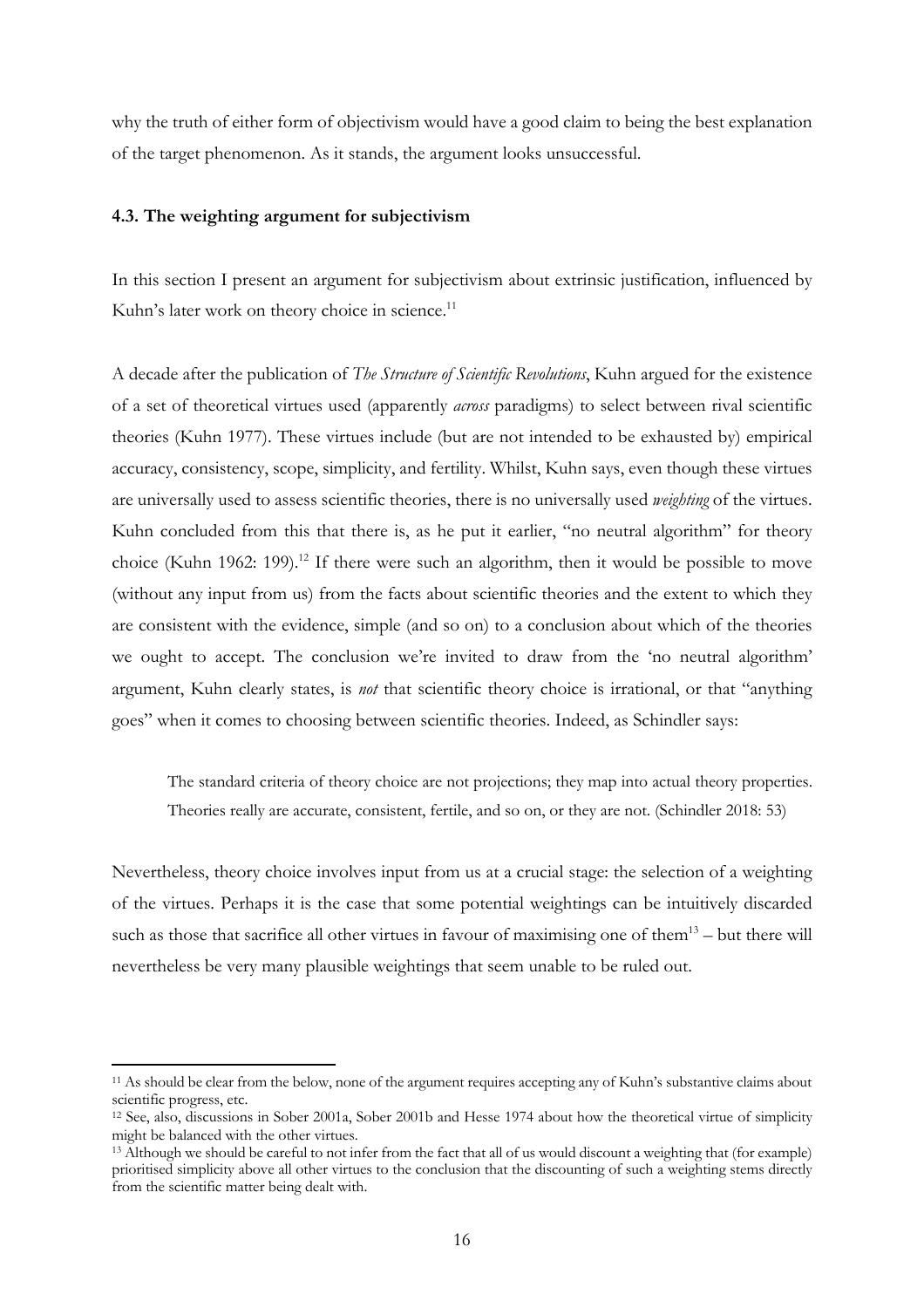why the truth of either form of objectivism would have a good claim to being the best explanation of the target phenomenon. As it stands, the argument looks unsuccessful.

### 4.3. The weighting argument for subjectivism

In this section I present an argument for subjectivism about extrinsic justification, influenced by Kuhn's later work on theory choice in science.[11]

A decade after the publication of *The Structure of Scientific Revolutions*, Kuhn argued for the existence of a set of theoretical virtues used (apparently *across* paradigms) to select between rival scientific theories (Kuhn 1977). These virtues include (but are not intended to be exhausted by) empirical accuracy, consistency, scope, simplicity, and fertility. Whilst, Kuhn says, even though these virtues are universally used to assess scientific theories, there is no universally used *weighting* of the virtues. Kuhn concluded from this that there is, as he put it earlier, "no neutral algorithm" for theory choice (Kuhn 1962: 199).[12] If there were such an algorithm, then it would be possible to move (without any input from us) from the facts about scientific theories and the extent to which they are consistent with the evidence, simple (and so on) to a conclusion about which of the theories we ought to accept. The conclusion we're invited to draw from the 'no neutral algorithm' argument, Kuhn clearly states, is *not* that scientific theory choice is irrational, or that "anything goes" when it comes to choosing between scientific theories. Indeed, as Schindler says:

> The standard criteria of theory choice are not projections; they map into actual theory properties. Theories really are accurate, consistent, fertile, and so on, or they are not. (Schindler 2018: 53)

Nevertheless, theory choice involves input from us at a crucial stage: the selection of a weighting of the virtues. Perhaps it is the case that some potential weightings can be intuitively discarded such as those that sacrifice all other virtues in favour of maximising one of them[13] – but there will nevertheless be very many plausible weightings that seem unable to be ruled out.

---

[11] As should be clear from the below, none of the argument requires accepting any of Kuhn's substantive claims about scientific progress, etc.

[12] See, also, discussions in Sober 2001a, Sober 2001b and Hesse 1974 about how the theoretical virtue of simplicity might be balanced with the other virtues.

[13] Although we should be careful to not infer from the fact that all of us would discount a weighting that (for example) prioritised simplicity above all other virtues to the conclusion that the discounting of such a weighting stems directly from the scientific matter being dealt with.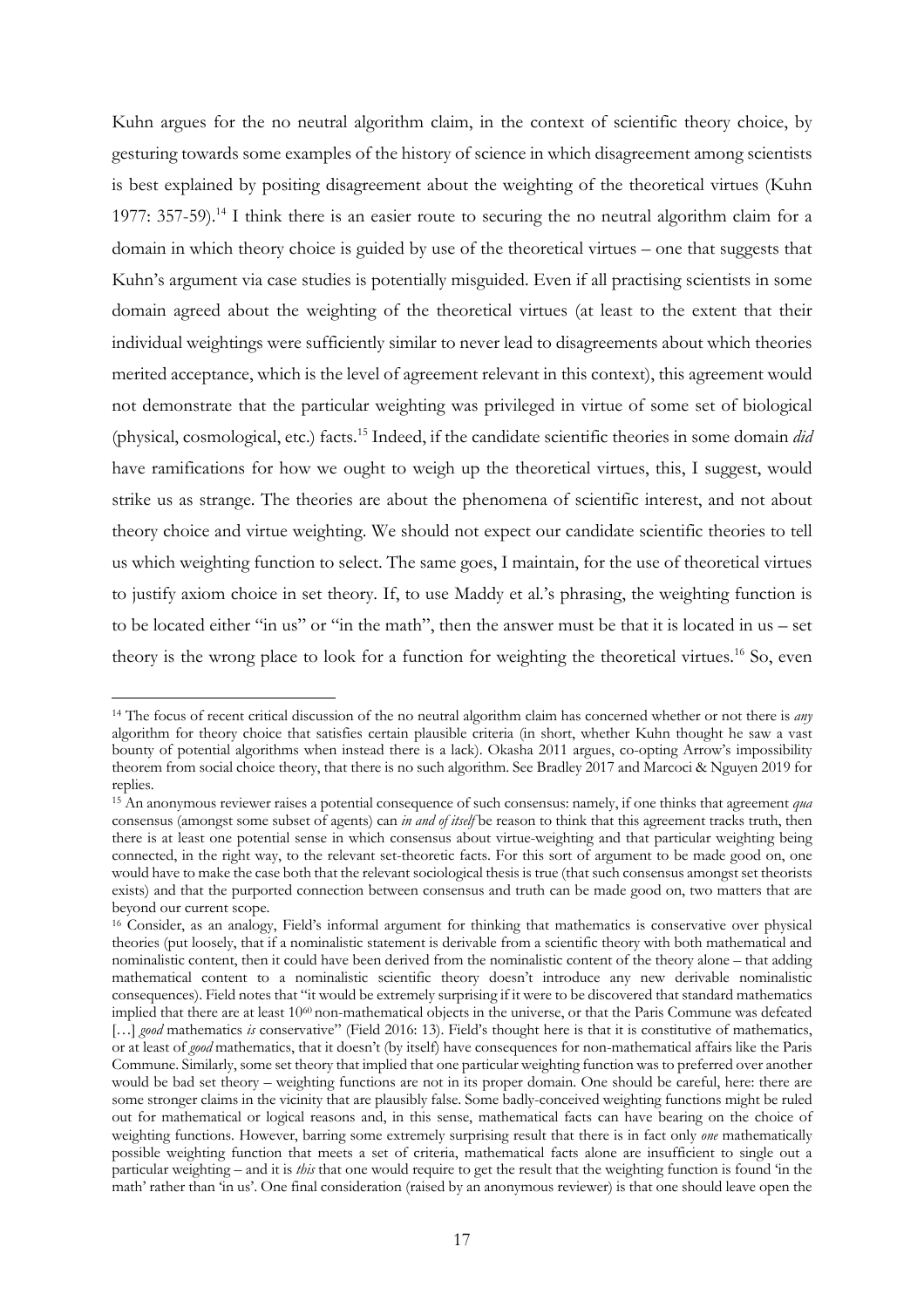Kuhn argues for the no neutral algorithm claim, in the context of scientific theory choice, by gesturing towards some examples of the history of science in which disagreement among scientists is best explained by positing disagreement about the weighting of the theoretical virtues (Kuhn 1977: 357-59).[14] I think there is an easier route to securing the no neutral algorithm claim for a domain in which theory choice is guided by use of the theoretical virtues – one that suggests that Kuhn's argument via case studies is potentially misguided. Even if all practising scientists in some domain agreed about the weighting of the theoretical virtues (at least to the extent that their individual weightings were sufficiently similar to never lead to disagreements about which theories merited acceptance, which is the level of agreement relevant in this context), this agreement would not demonstrate that the particular weighting was privileged in virtue of some set of biological (physical, cosmological, etc.) facts.[15] Indeed, if the candidate scientific theories in some domain *did* have ramifications for how we ought to weigh up the theoretical virtues, this, I suggest, would strike us as strange. The theories are about the phenomena of scientific interest, and not about theory choice and virtue weighting. We should not expect our candidate scientific theories to tell us which weighting function to select. The same goes, I maintain, for the use of theoretical virtues to justify axiom choice in set theory. If, to use Maddy et al.'s phrasing, the weighting function is to be located either "in us" or "in the math", then the answer must be that it is located in us – set theory is the wrong place to look for a function for weighting the theoretical virtues.[16] So, even

[14] The focus of recent critical discussion of the no neutral algorithm claim has concerned whether or not there is *any* algorithm for theory choice that satisfies certain plausible criteria (in short, whether Kuhn thought he saw a vast bounty of potential algorithms when instead there is a lack). Okasha 2011 argues, co-opting Arrow's impossibility theorem from social choice theory, that there is no such algorithm. See Bradley 2017 and Marcoci & Nguyen 2019 for replies.

[15] An anonymous reviewer raises a potential consequence of such consensus: namely, if one thinks that agreement *qua* consensus (amongst some subset of agents) can *in and of itself* be reason to think that this agreement tracks truth, then there is at least one potential sense in which consensus about virtue-weighting and that particular weighting being connected, in the right way, to the relevant set-theoretic facts. For this sort of argument to be made good on, one would have to make the case both that the relevant sociological thesis is true (that such consensus amongst set theorists exists) and that the purported connection between consensus and truth can be made good on, two matters that are beyond our current scope.

[16] Consider, as an analogy, Field's informal argument for thinking that mathematics is conservative over physical theories (put loosely, that if a nominalistic statement is derivable from a scientific theory with both mathematical and nominalistic content, then it could have been derived from the nominalistic content of the theory alone – that adding mathematical content to a nominalistic scientific theory doesn't introduce any new derivable nominalistic consequences). Field notes that "it would be extremely surprising if it were to be discovered that standard mathematics implied that there are at least $10^{60}$ non-mathematical objects in the universe, or that the Paris Commune was defeated […] *good* mathematics *is* conservative" (Field 2016: 13). Field's thought here is that it is constitutive of mathematics, or at least of *good* mathematics, that it doesn't (by itself) have consequences for non-mathematical affairs like the Paris Commune. Similarly, some set theory that implied that one particular weighting function was to preferred over another would be bad set theory – weighting functions are not in its proper domain. One should be careful, here: there are some stronger claims in the vicinity that are plausibly false. Some badly-conceived weighting functions might be ruled out for mathematical or logical reasons and, in this sense, mathematical facts can have bearing on the choice of weighting functions. However, barring some extremely surprising result that there is in fact only *one* mathematically possible weighting function that meets a set of criteria, mathematical facts alone are insufficient to single out a particular weighting – and it is *this* that one would require to get the result that the weighting function is found 'in the math' rather than 'in us'. One final consideration (raised by an anonymous reviewer) is that one should leave open the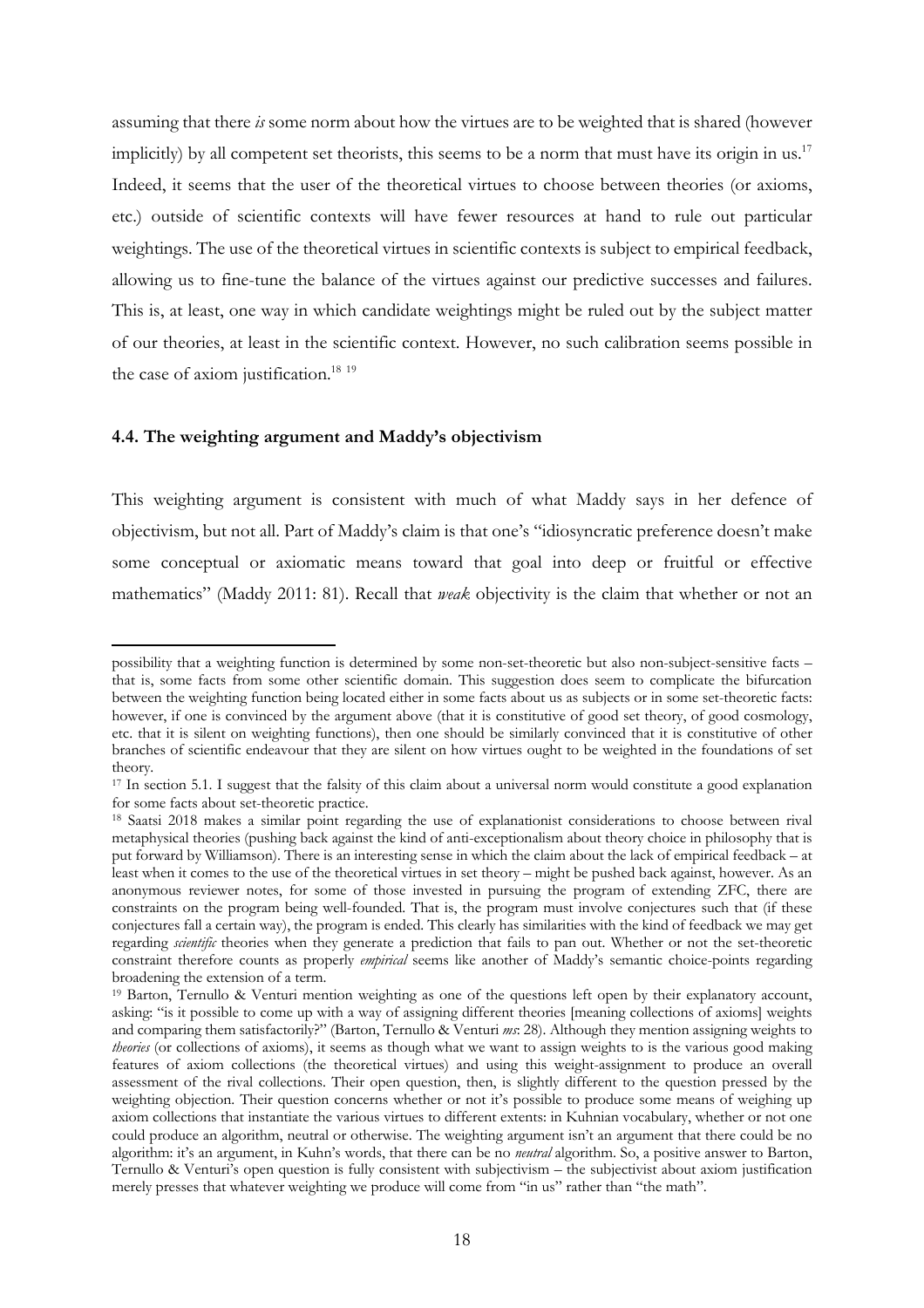assuming that there *is* some norm about how the virtues are to be weighted that is shared (however implicitly) by all competent set theorists, this seems to be a norm that must have its origin in us.[17] Indeed, it seems that the user of the theoretical virtues to choose between theories (or axioms, etc.) outside of scientific contexts will have fewer resources at hand to rule out particular weightings. The use of the theoretical virtues in scientific contexts is subject to empirical feedback, allowing us to fine-tune the balance of the virtues against our predictive successes and failures. This is, at least, one way in which candidate weightings might be ruled out by the subject matter of our theories, at least in the scientific context. However, no such calibration seems possible in the case of axiom justification.[18] [19]

### 4.4. The weighting argument and Maddy's objectivism

This weighting argument is consistent with much of what Maddy says in her defence of objectivism, but not all. Part of Maddy's claim is that one's "idiosyncratic preference doesn't make some conceptual or axiomatic means toward that goal into deep or fruitful or effective mathematics" (Maddy 2011: 81). Recall that *weak* objectivity is the claim that whether or not an

---

possibility that a weighting function is determined by some non-set-theoretic but also non-subject-sensitive facts – that is, some facts from some other scientific domain. This suggestion does seem to complicate the bifurcation between the weighting function being located either in some facts about us as subjects or in some set-theoretic facts: however, if one is convinced by the argument above (that it is constitutive of good set theory, of good cosmology, etc. that it is silent on weighting functions), then one should be similarly convinced that it is constitutive of other branches of scientific endeavour that they are silent on how virtues ought to be weighted in the foundations of set theory.

[17] In section 5.1. I suggest that the falsity of this claim about a universal norm would constitute a good explanation for some facts about set-theoretic practice.

[18] Saatsi 2018 makes a similar point regarding the use of explanationist considerations to choose between rival metaphysical theories (pushing back against the kind of anti-exceptionalism about theory choice in philosophy that is put forward by Williamson). There is an interesting sense in which the claim about the lack of empirical feedback – at least when it comes to the use of the theoretical virtues in set theory – might be pushed back against, however. As an anonymous reviewer notes, for some of those invested in pursuing the program of extending ZFC, there are constraints on the program being well-founded. That is, the program must involve conjectures such that (if these conjectures fall a certain way), the program is ended. This clearly has similarities with the kind of feedback we may get regarding *scientific* theories when they generate a prediction that fails to pan out. Whether or not the set-theoretic constraint therefore counts as properly *empirical* seems like another of Maddy's semantic choice-points regarding broadening the extension of a term.

[19] Barton, Ternullo & Venturi mention weighting as one of the questions left open by their explanatory account, asking: "is it possible to come up with a way of assigning different theories [meaning collections of axioms] weights and comparing them satisfactorily?" (Barton, Ternullo & Venturi *ms*: 28). Although they mention assigning weights to *theories* (or collections of axioms), it seems as though what we want to assign weights to is the various good making features of axiom collections (the theoretical virtues) and using this weight-assignment to produce an overall assessment of the rival collections. Their open question, then, is slightly different to the question pressed by the weighting objection. Their question concerns whether or not it's possible to produce some means of weighing up axiom collections that instantiate the various virtues to different extents: in Kuhnian vocabulary, whether or not one could produce an algorithm, neutral or otherwise. The weighting argument isn't an argument that there could be no algorithm: it's an argument, in Kuhn's words, that there can be no *neutral* algorithm. So, a positive answer to Barton, Ternullo & Venturi's open question is fully consistent with subjectivism – the subjectivist about axiom justification merely presses that whatever weighting we produce will come from "in us" rather than "the math".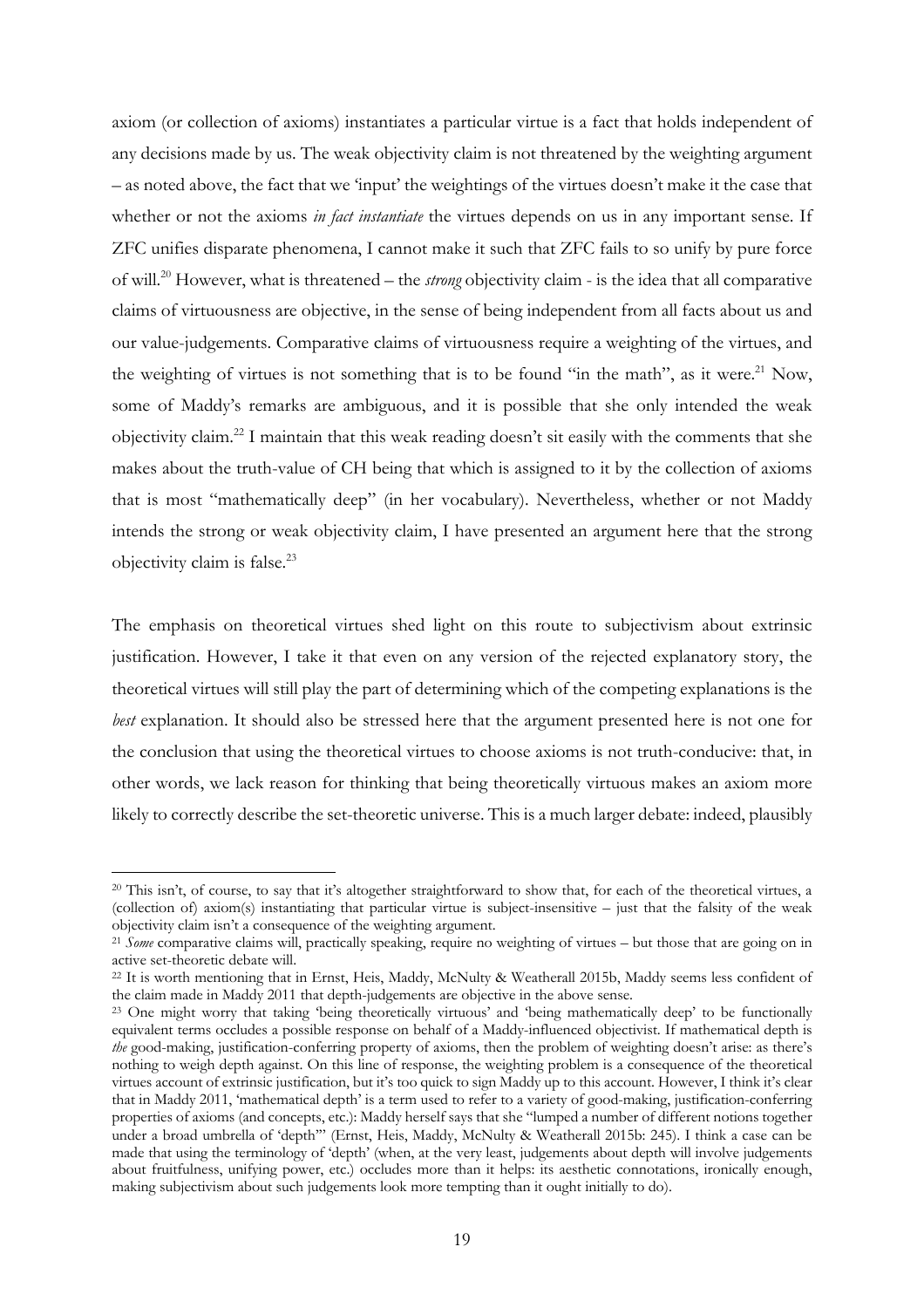axiom (or collection of axioms) instantiates a particular virtue is a fact that holds independent of any decisions made by us. The weak objectivity claim is not threatened by the weighting argument – as noted above, the fact that we 'input' the weightings of the virtues doesn't make it the case that whether or not the axioms *in fact instantiate* the virtues depends on us in any important sense. If ZFC unifies disparate phenomena, I cannot make it such that ZFC fails to so unify by pure force of will.[20] However, what is threatened – the *strong* objectivity claim - is the idea that all comparative claims of virtuousness are objective, in the sense of being independent from all facts about us and our value-judgements. Comparative claims of virtuousness require a weighting of the virtues, and the weighting of virtues is not something that is to be found "in the math", as it were.[21] Now, some of Maddy's remarks are ambiguous, and it is possible that she only intended the weak objectivity claim.[22] I maintain that this weak reading doesn't sit easily with the comments that she makes about the truth-value of CH being that which is assigned to it by the collection of axioms that is most "mathematically deep" (in her vocabulary). Nevertheless, whether or not Maddy intends the strong or weak objectivity claim, I have presented an argument here that the strong objectivity claim is false.[23]

The emphasis on theoretical virtues shed light on this route to subjectivism about extrinsic justification. However, I take it that even on any version of the rejected explanatory story, the theoretical virtues will still play the part of determining which of the competing explanations is the *best* explanation. It should also be stressed here that the argument presented here is not one for the conclusion that using the theoretical virtues to choose axioms is not truth-conducive: that, in other words, we lack reason for thinking that being theoretically virtuous makes an axiom more likely to correctly describe the set-theoretic universe. This is a much larger debate: indeed, plausibly

---

[20] This isn't, of course, to say that it's altogether straightforward to show that, for each of the theoretical virtues, a (collection of) axiom(s) instantiating that particular virtue is subject-insensitive – just that the falsity of the weak objectivity claim isn't a consequence of the weighting argument.

[21] *Some* comparative claims will, practically speaking, require no weighting of virtues – but those that are going on in active set-theoretic debate will.

[22] It is worth mentioning that in Ernst, Heis, Maddy, McNulty & Weatherall 2015b, Maddy seems less confident of the claim made in Maddy 2011 that depth-judgements are objective in the above sense.

[23] One might worry that taking 'being theoretically virtuous' and 'being mathematically deep' to be functionally equivalent terms occludes a possible response on behalf of a Maddy-influenced objectivist. If mathematical depth is *the* good-making, justification-conferring property of axioms, then the problem of weighting doesn't arise: as there's nothing to weigh depth against. On this line of response, the weighting problem is a consequence of the theoretical virtues account of extrinsic justification, but it's too quick to sign Maddy up to this account. However, I think it's clear that in Maddy 2011, 'mathematical depth' is a term used to refer to a variety of good-making, justification-conferring properties of axioms (and concepts, etc.): Maddy herself says that she "lumped a number of different notions together under a broad umbrella of 'depth'" (Ernst, Heis, Maddy, McNulty & Weatherall 2015b: 245). I think a case can be made that using the terminology of 'depth' (when, at the very least, judgements about depth will involve judgements about fruitfulness, unifying power, etc.) occludes more than it helps: its aesthetic connotations, ironically enough, making subjectivism about such judgements look more tempting than it ought initially to do).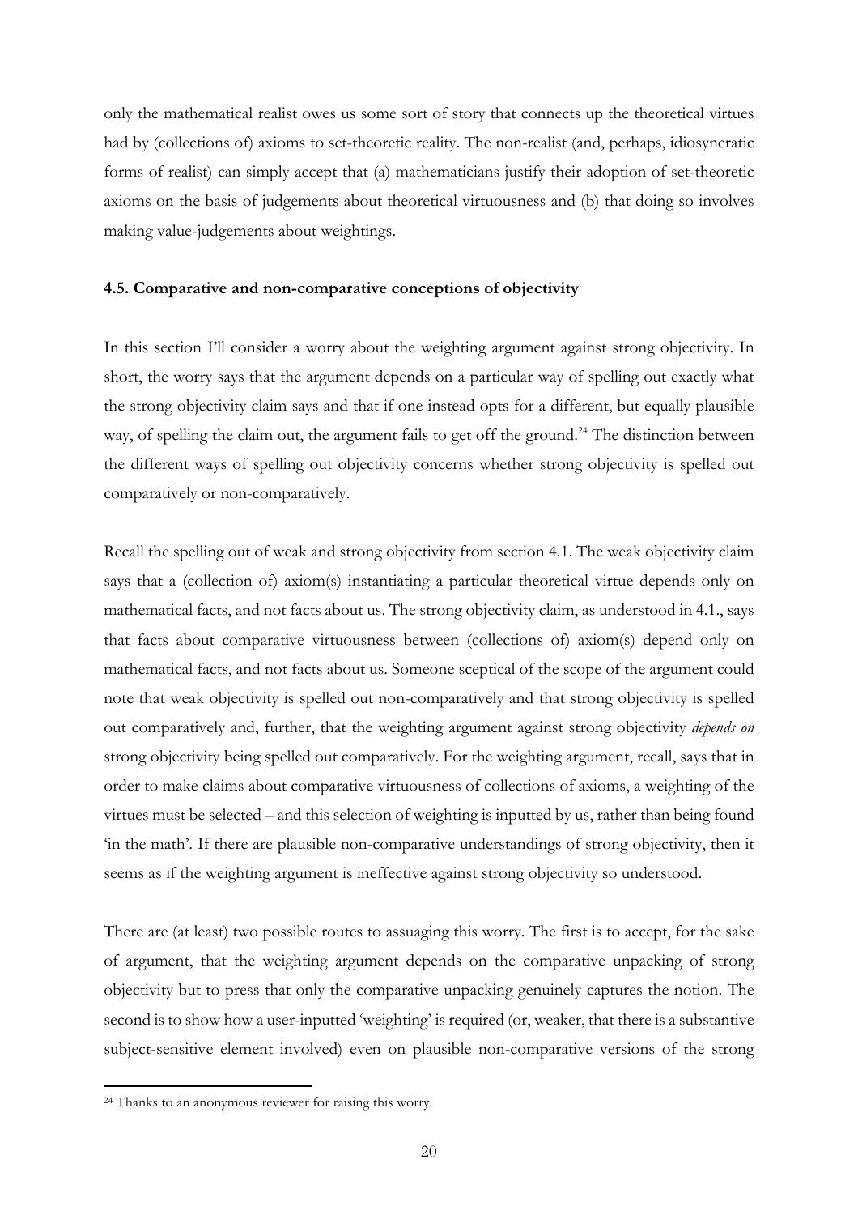only the mathematical realist owes us some sort of story that connects up the theoretical virtues had by (collections of) axioms to set-theoretic reality. The non-realist (and, perhaps, idiosyncratic forms of realist) can simply accept that (a) mathematicians justify their adoption of set-theoretic axioms on the basis of judgements about theoretical virtuousness and (b) that doing so involves making value-judgements about weightings.

### 4.5. Comparative and non-comparative conceptions of objectivity

In this section I'll consider a worry about the weighting argument against strong objectivity. In short, the worry says that the argument depends on a particular way of spelling out exactly what the strong objectivity claim says and that if one instead opts for a different, but equally plausible way, of spelling the claim out, the argument fails to get off the ground.[24] The distinction between the different ways of spelling out objectivity concerns whether strong objectivity is spelled out comparatively or non-comparatively.

Recall the spelling out of weak and strong objectivity from section 4.1. The weak objectivity claim says that a (collection of) axiom(s) instantiating a particular theoretical virtue depends only on mathematical facts, and not facts about us. The strong objectivity claim, as understood in 4.1., says that facts about comparative virtuousness between (collections of) axiom(s) depend only on mathematical facts, and not facts about us. Someone sceptical of the scope of the argument could note that weak objectivity is spelled out non-comparatively and that strong objectivity is spelled out comparatively and, further, that the weighting argument against strong objectivity *depends on* strong objectivity being spelled out comparatively. For the weighting argument, recall, says that in order to make claims about comparative virtuousness of collections of axioms, a weighting of the virtues must be selected – and this selection of weighting is inputted by us, rather than being found 'in the math'. If there are plausible non-comparative understandings of strong objectivity, then it seems as if the weighting argument is ineffective against strong objectivity so understood.

There are (at least) two possible routes to assuaging this worry. The first is to accept, for the sake of argument, that the weighting argument depends on the comparative unpacking of strong objectivity but to press that only the comparative unpacking genuinely captures the notion. The second is to show how a user-inputted 'weighting' is required (or, weaker, that there is a substantive subject-sensitive element involved) even on plausible non-comparative versions of the strong

[24] Thanks to an anonymous reviewer for raising this worry.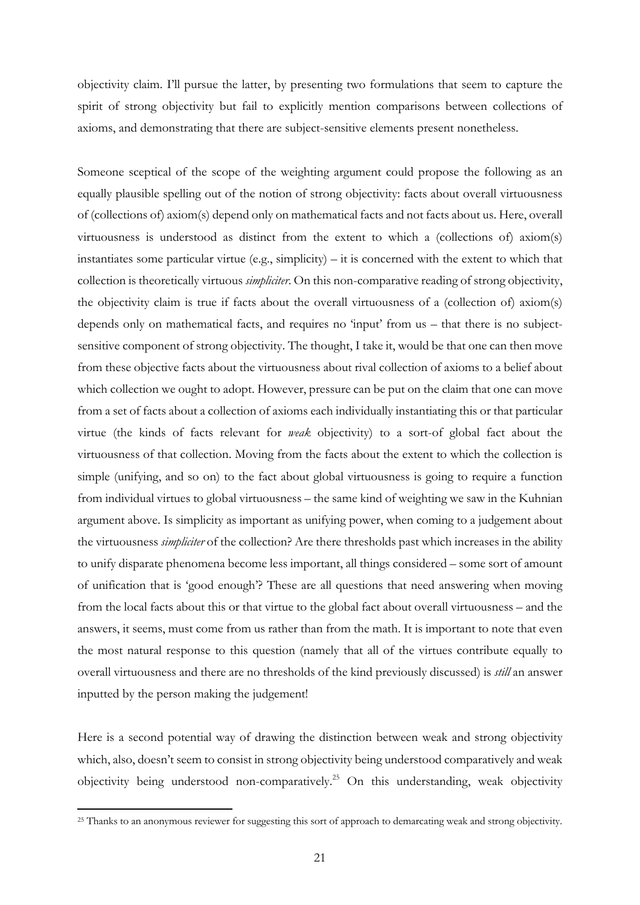objectivity claim. I'll pursue the latter, by presenting two formulations that seem to capture the spirit of strong objectivity but fail to explicitly mention comparisons between collections of axioms, and demonstrating that there are subject-sensitive elements present nonetheless.

Someone sceptical of the scope of the weighting argument could propose the following as an equally plausible spelling out of the notion of strong objectivity: facts about overall virtuousness of (collections of) axiom(s) depend only on mathematical facts and not facts about us. Here, overall virtuousness is understood as distinct from the extent to which a (collections of) axiom(s) instantiates some particular virtue (e.g., simplicity) – it is concerned with the extent to which that collection is theoretically virtuous *simpliciter*. On this non-comparative reading of strong objectivity, the objectivity claim is true if facts about the overall virtuousness of a (collection of) axiom(s) depends only on mathematical facts, and requires no 'input' from us – that there is no subject-sensitive component of strong objectivity. The thought, I take it, would be that one can then move from these objective facts about the virtuousness about rival collection of axioms to a belief about which collection we ought to adopt. However, pressure can be put on the claim that one can move from a set of facts about a collection of axioms each individually instantiating this or that particular virtue (the kinds of facts relevant for *weak* objectivity) to a sort-of global fact about the virtuousness of that collection. Moving from the facts about the extent to which the collection is simple (unifying, and so on) to the fact about global virtuousness is going to require a function from individual virtues to global virtuousness – the same kind of weighting we saw in the Kuhnian argument above. Is simplicity as important as unifying power, when coming to a judgement about the virtuousness *simpliciter* of the collection? Are there thresholds past which increases in the ability to unify disparate phenomena become less important, all things considered – some sort of amount of unification that is 'good enough'? These are all questions that need answering when moving from the local facts about this or that virtue to the global fact about overall virtuousness – and the answers, it seems, must come from us rather than from the math. It is important to note that even the most natural response to this question (namely that all of the virtues contribute equally to overall virtuousness and there are no thresholds of the kind previously discussed) is *still* an answer inputted by the person making the judgement!

Here is a second potential way of drawing the distinction between weak and strong objectivity which, also, doesn't seem to consist in strong objectivity being understood comparatively and weak objectivity being understood non-comparatively.[25] On this understanding, weak objectivity

[25] Thanks to an anonymous reviewer for suggesting this sort of approach to demarcating weak and strong objectivity.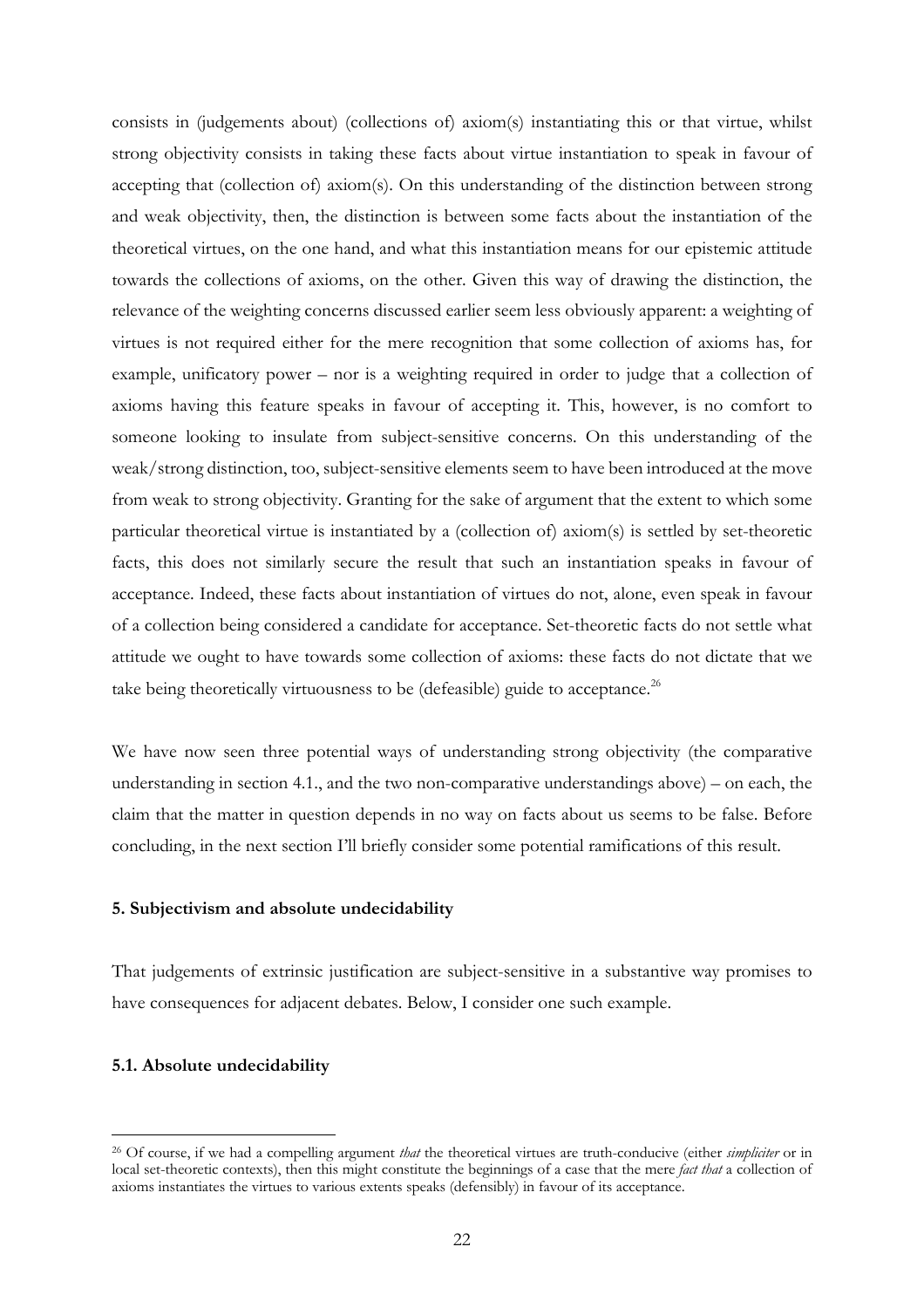consists in (judgements about) (collections of) axiom(s) instantiating this or that virtue, whilst strong objectivity consists in taking these facts about virtue instantiation to speak in favour of accepting that (collection of) axiom(s). On this understanding of the distinction between strong and weak objectivity, then, the distinction is between some facts about the instantiation of the theoretical virtues, on the one hand, and what this instantiation means for our epistemic attitude towards the collections of axioms, on the other. Given this way of drawing the distinction, the relevance of the weighting concerns discussed earlier seem less obviously apparent: a weighting of virtues is not required either for the mere recognition that some collection of axioms has, for example, unificatory power – nor is a weighting required in order to judge that a collection of axioms having this feature speaks in favour of accepting it. This, however, is no comfort to someone looking to insulate from subject-sensitive concerns. On this understanding of the weak/strong distinction, too, subject-sensitive elements seem to have been introduced at the move from weak to strong objectivity. Granting for the sake of argument that the extent to which some particular theoretical virtue is instantiated by a (collection of) axiom(s) is settled by set-theoretic facts, this does not similarly secure the result that such an instantiation speaks in favour of acceptance. Indeed, these facts about instantiation of virtues do not, alone, even speak in favour of a collection being considered a candidate for acceptance. Set-theoretic facts do not settle what attitude we ought to have towards some collection of axioms: these facts do not dictate that we take being theoretically virtuousness to be (defeasible) guide to acceptance.[26]

We have now seen three potential ways of understanding strong objectivity (the comparative understanding in section 4.1., and the two non-comparative understandings above) – on each, the claim that the matter in question depends in no way on facts about us seems to be false. Before concluding, in the next section I'll briefly consider some potential ramifications of this result.

## 5. Subjectivism and absolute undecidability

That judgements of extrinsic justification are subject-sensitive in a substantive way promises to have consequences for adjacent debates. Below, I consider one such example.

### 5.1. Absolute undecidability

[26] Of course, if we had a compelling argument *that* the theoretical virtues are truth-conducive (either *simpliciter* or in local set-theoretic contexts), then this might constitute the beginnings of a case that the mere *fact that* a collection of axioms instantiates the virtues to various extents speaks (defensibly) in favour of its acceptance.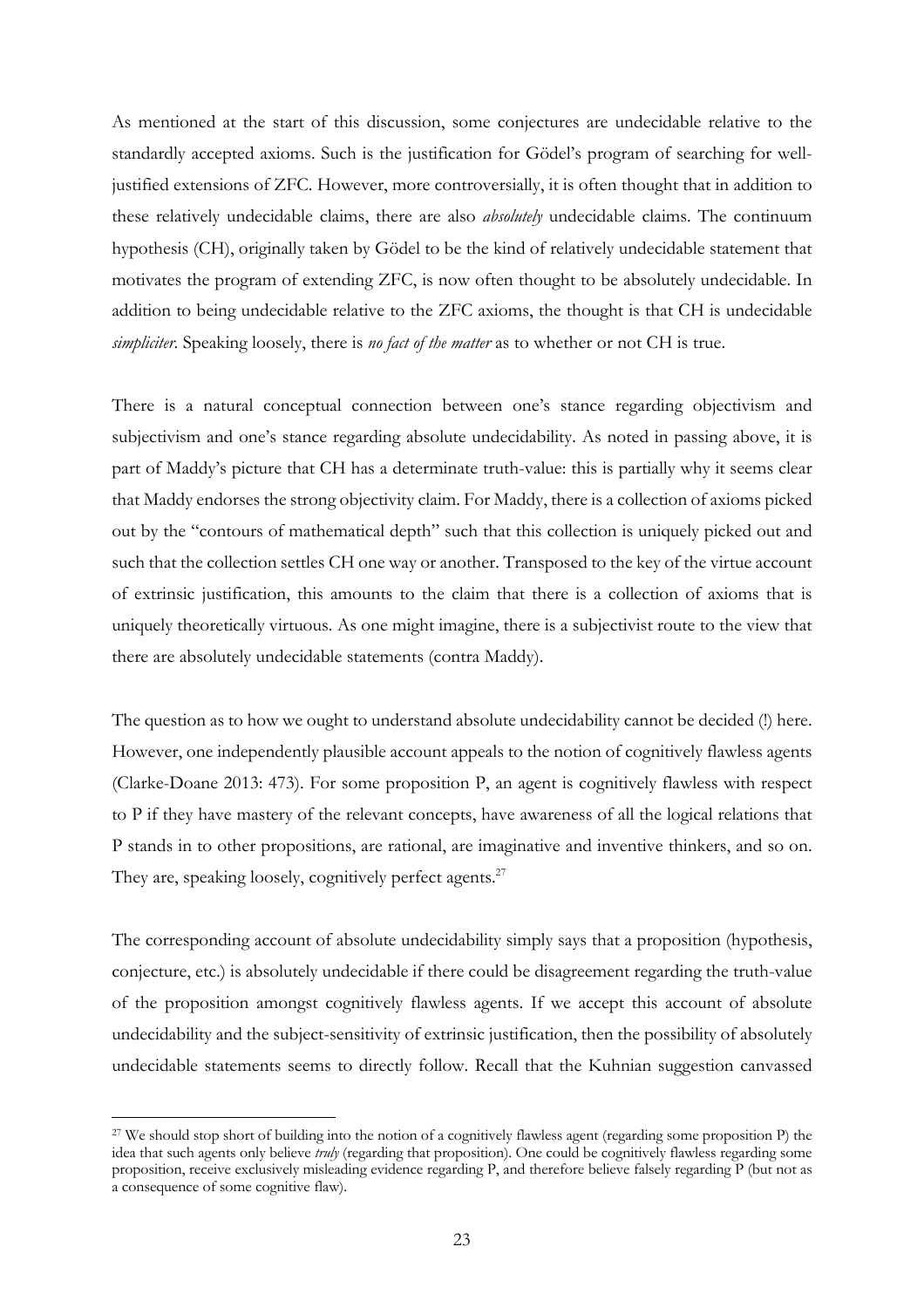As mentioned at the start of this discussion, some conjectures are undecidable relative to the standardly accepted axioms. Such is the justification for Gödel's program of searching for well-justified extensions of ZFC. However, more controversially, it is often thought that in addition to these relatively undecidable claims, there are also *absolutely* undecidable claims. The continuum hypothesis (CH), originally taken by Gödel to be the kind of relatively undecidable statement that motivates the program of extending ZFC, is now often thought to be absolutely undecidable. In addition to being undecidable relative to the ZFC axioms, the thought is that CH is undecidable *simpliciter*. Speaking loosely, there is *no fact of the matter* as to whether or not CH is true.

There is a natural conceptual connection between one's stance regarding objectivism and subjectivism and one's stance regarding absolute undecidability. As noted in passing above, it is part of Maddy's picture that CH has a determinate truth-value: this is partially why it seems clear that Maddy endorses the strong objectivity claim. For Maddy, there is a collection of axioms picked out by the "contours of mathematical depth" such that this collection is uniquely picked out and such that the collection settles CH one way or another. Transposed to the key of the virtue account of extrinsic justification, this amounts to the claim that there is a collection of axioms that is uniquely theoretically virtuous. As one might imagine, there is a subjectivist route to the view that there are absolutely undecidable statements (contra Maddy).

The question as to how we ought to understand absolute undecidability cannot be decided (!) here. However, one independently plausible account appeals to the notion of cognitively flawless agents (Clarke-Doane 2013: 473). For some proposition P, an agent is cognitively flawless with respect to P if they have mastery of the relevant concepts, have awareness of all the logical relations that P stands in to other propositions, are rational, are imaginative and inventive thinkers, and so on. They are, speaking loosely, cognitively perfect agents.[27]

The corresponding account of absolute undecidability simply says that a proposition (hypothesis, conjecture, etc.) is absolutely undecidable if there could be disagreement regarding the truth-value of the proposition amongst cognitively flawless agents. If we accept this account of absolute undecidability and the subject-sensitivity of extrinsic justification, then the possibility of absolutely undecidable statements seems to directly follow. Recall that the Kuhnian suggestion canvassed

[27] We should stop short of building into the notion of a cognitively flawless agent (regarding some proposition P) the idea that such agents only believe *truly* (regarding that proposition). One could be cognitively flawless regarding some proposition, receive exclusively misleading evidence regarding P, and therefore believe falsely regarding P (but not as a consequence of some cognitive flaw).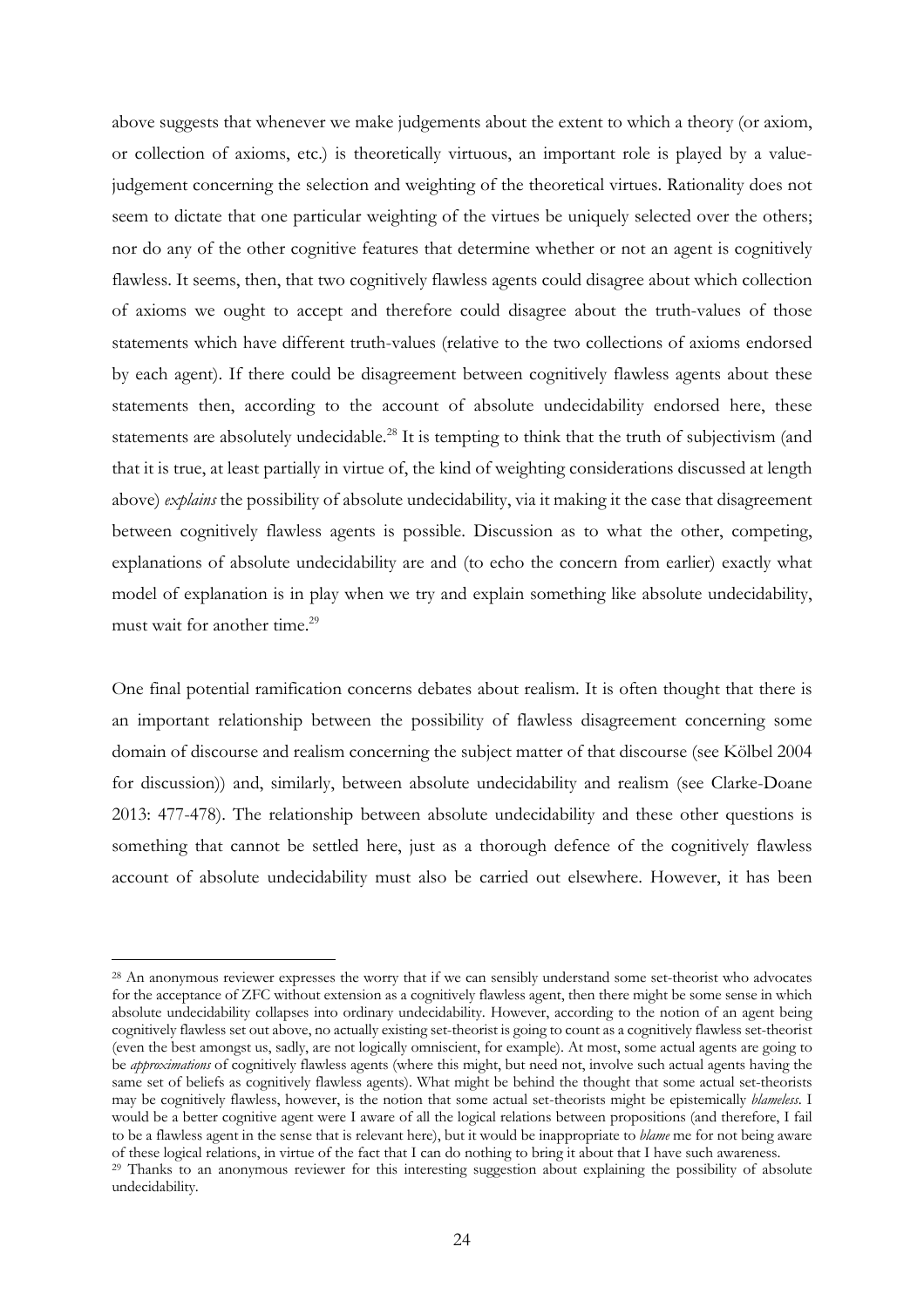above suggests that whenever we make judgements about the extent to which a theory (or axiom, or collection of axioms, etc.) is theoretically virtuous, an important role is played by a value-judgement concerning the selection and weighting of the theoretical virtues. Rationality does not seem to dictate that one particular weighting of the virtues be uniquely selected over the others; nor do any of the other cognitive features that determine whether or not an agent is cognitively flawless. It seems, then, that two cognitively flawless agents could disagree about which collection of axioms we ought to accept and therefore could disagree about the truth-values of those statements which have different truth-values (relative to the two collections of axioms endorsed by each agent). If there could be disagreement between cognitively flawless agents about these statements then, according to the account of absolute undecidability endorsed here, these statements are absolutely undecidable.[28] It is tempting to think that the truth of subjectivism (and that it is true, at least partially in virtue of, the kind of weighting considerations discussed at length above) *explains* the possibility of absolute undecidability, via it making it the case that disagreement between cognitively flawless agents is possible. Discussion as to what the other, competing, explanations of absolute undecidability are and (to echo the concern from earlier) exactly what model of explanation is in play when we try and explain something like absolute undecidability, must wait for another time.[29]

One final potential ramification concerns debates about realism. It is often thought that there is an important relationship between the possibility of flawless disagreement concerning some domain of discourse and realism concerning the subject matter of that discourse (see Kölbel 2004 for discussion)) and, similarly, between absolute undecidability and realism (see Clarke-Doane 2013: 477-478). The relationship between absolute undecidability and these other questions is something that cannot be settled here, just as a thorough defence of the cognitively flawless account of absolute undecidability must also be carried out elsewhere. However, it has been

---

[28] An anonymous reviewer expresses the worry that if we can sensibly understand some set-theorist who advocates for the acceptance of ZFC without extension as a cognitively flawless agent, then there might be some sense in which absolute undecidability collapses into ordinary undecidability. However, according to the notion of an agent being cognitively flawless set out above, no actually existing set-theorist is going to count as a cognitively flawless set-theorist (even the best amongst us, sadly, are not logically omniscient, for example). At most, some actual agents are going to be *approximations* of cognitively flawless agents (where this might, but need not, involve such actual agents having the same set of beliefs as cognitively flawless agents). What might be behind the thought that some actual set-theorists may be cognitively flawless, however, is the notion that some actual set-theorists might be epistemically *blameless*. I would be a better cognitive agent were I aware of all the logical relations between propositions (and therefore, I fail to be a flawless agent in the sense that is relevant here), but it would be inappropriate to *blame* me for not being aware of these logical relations, in virtue of the fact that I can do nothing to bring it about that I have such awareness.

[29] Thanks to an anonymous reviewer for this interesting suggestion about explaining the possibility of absolute undecidability.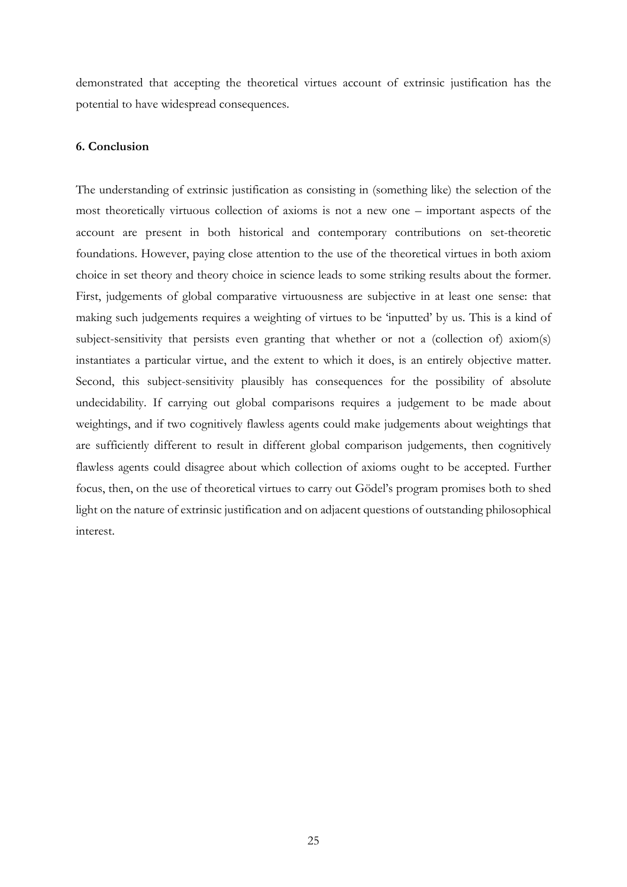demonstrated that accepting the theoretical virtues account of extrinsic justification has the potential to have widespread consequences.

### 6. Conclusion

The understanding of extrinsic justification as consisting in (something like) the selection of the most theoretically virtuous collection of axioms is not a new one – important aspects of the account are present in both historical and contemporary contributions on set-theoretic foundations. However, paying close attention to the use of the theoretical virtues in both axiom choice in set theory and theory choice in science leads to some striking results about the former. First, judgements of global comparative virtuousness are subjective in at least one sense: that making such judgements requires a weighting of virtues to be 'inputted' by us. This is a kind of subject-sensitivity that persists even granting that whether or not a (collection of) axiom(s) instantiates a particular virtue, and the extent to which it does, is an entirely objective matter. Second, this subject-sensitivity plausibly has consequences for the possibility of absolute undecidability. If carrying out global comparisons requires a judgement to be made about weightings, and if two cognitively flawless agents could make judgements about weightings that are sufficiently different to result in different global comparison judgements, then cognitively flawless agents could disagree about which collection of axioms ought to be accepted. Further focus, then, on the use of theoretical virtues to carry out Gödel's program promises both to shed light on the nature of extrinsic justification and on adjacent questions of outstanding philosophical interest.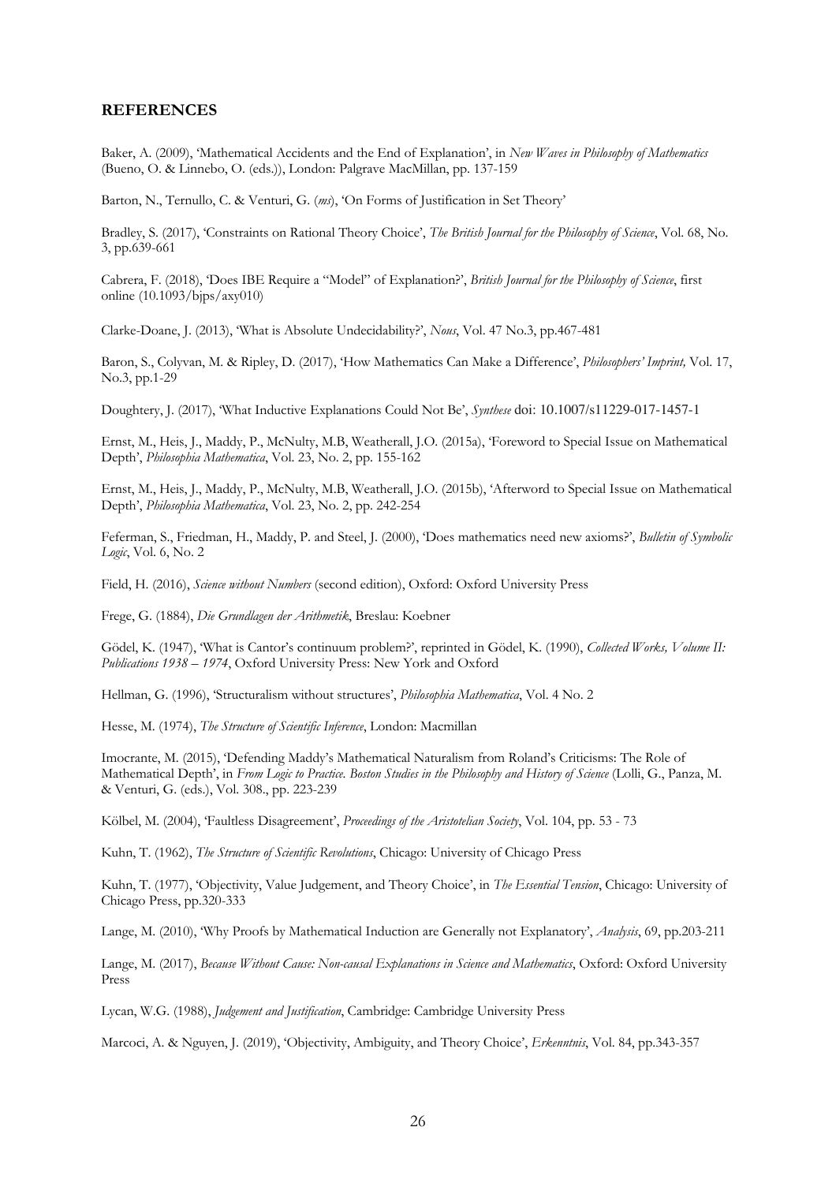## REFERENCES

Baker, A. (2009), 'Mathematical Accidents and the End of Explanation', in *New Waves in Philosophy of Mathematics* (Bueno, O. & Linnebo, O. (eds.)), London: Palgrave MacMillan, pp. 137-159

Barton, N., Ternullo, C. & Venturi, G. (*ms*), 'On Forms of Justification in Set Theory'

Bradley, S. (2017), 'Constraints on Rational Theory Choice', *The British Journal for the Philosophy of Science*, Vol. 68, No. 3, pp.639-661

Cabrera, F. (2018), 'Does IBE Require a "Model" of Explanation?', *British Journal for the Philosophy of Science*, first online (10.1093/bjps/axy010)

Clarke-Doane, J. (2013), 'What is Absolute Undecidability?', *Nous*, Vol. 47 No.3, pp.467-481

Baron, S., Colyvan, M. & Ripley, D. (2017), 'How Mathematics Can Make a Difference', *Philosophers' Imprint,* Vol. 17, No.3, pp.1-29

Doughtery, J. (2017), 'What Inductive Explanations Could Not Be', *Synthese* doi: 10.1007/s11229-017-1457-1

Ernst, M., Heis, J., Maddy, P., McNulty, M.B, Weatherall, J.O. (2015a), 'Foreword to Special Issue on Mathematical Depth', *Philosophia Mathematica*, Vol. 23, No. 2, pp. 155-162

Ernst, M., Heis, J., Maddy, P., McNulty, M.B, Weatherall, J.O. (2015b), 'Afterword to Special Issue on Mathematical Depth', *Philosophia Mathematica*, Vol. 23, No. 2, pp. 242-254

Feferman, S., Friedman, H., Maddy, P. and Steel, J. (2000), 'Does mathematics need new axioms?', *Bulletin of Symbolic Logic*, Vol. 6, No. 2

Field, H. (2016), *Science without Numbers* (second edition), Oxford: Oxford University Press

Frege, G. (1884), *Die Grundlagen der Arithmetik*, Breslau: Koebner

Gödel, K. (1947), 'What is Cantor's continuum problem?', reprinted in Gödel, K. (1990), *Collected Works, Volume II: Publications 1938 – 1974*, Oxford University Press: New York and Oxford

Hellman, G. (1996), 'Structuralism without structures', *Philosophia Mathematica*, Vol. 4 No. 2

Hesse, M. (1974), *The Structure of Scientific Inference*, London: Macmillan

Imocrante, M. (2015), 'Defending Maddy's Mathematical Naturalism from Roland's Criticisms: The Role of Mathematical Depth', in *From Logic to Practice. Boston Studies in the Philosophy and History of Science* (Lolli, G., Panza, M. & Venturi, G. (eds.), Vol. 308., pp. 223-239

Kölbel, M. (2004), 'Faultless Disagreement', *Proceedings of the Aristotelian Society*, Vol. 104, pp. 53 - 73

Kuhn, T. (1962), *The Structure of Scientific Revolutions*, Chicago: University of Chicago Press

Kuhn, T. (1977), 'Objectivity, Value Judgement, and Theory Choice', in *The Essential Tension*, Chicago: University of Chicago Press, pp.320-333

Lange, M. (2010), 'Why Proofs by Mathematical Induction are Generally not Explanatory', *Analysis*, 69, pp.203-211

Lange, M. (2017), *Because Without Cause: Non-causal Explanations in Science and Mathematics*, Oxford: Oxford University Press

Lycan, W.G. (1988), *Judgement and Justification*, Cambridge: Cambridge University Press

Marcoci, A. & Nguyen, J. (2019), 'Objectivity, Ambiguity, and Theory Choice', *Erkenntnis*, Vol. 84, pp.343-357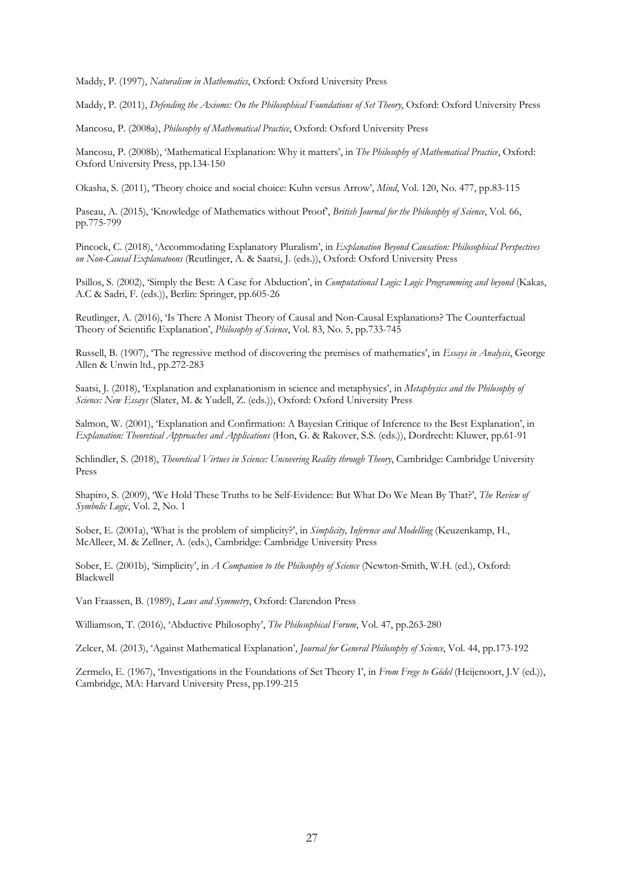Maddy, P. (1997), *Naturalism in Mathematics*, Oxford: Oxford University Press

Maddy, P. (2011), *Defending the Axioms: On the Philosophical Foundations of Set Theory*, Oxford: Oxford University Press

Mancosu, P. (2008a), *Philosophy of Mathematical Practice*, Oxford: Oxford University Press

Mancosu, P. (2008b), 'Mathematical Explanation: Why it matters', in *The Philosophy of Mathematical Practice*, Oxford: Oxford University Press, pp.134-150

Okasha, S. (2011), 'Theory choice and social choice: Kuhn versus Arrow', *Mind*, Vol. 120, No. 477, pp.83-115

Paseau, A. (2015), 'Knowledge of Mathematics without Proof', *British Journal for the Philosophy of Science*, Vol. 66, pp.775-799

Pincock, C. (2018), 'Accommodating Explanatory Pluralism', in *Explanation Beyond Causation: Philosophical Perspectives on Non-Causal Explanatoons* (Reutlinger, A. & Saatsi, J. (eds.)), Oxford: Oxford University Press

Psillos, S. (2002), 'Simply the Best: A Case for Abduction', in *Computational Logic: Logic Programming and beyond* (Kakas, A.C & Sadri, F. (eds.)), Berlin: Springer, pp.605-26

Reutlinger, A. (2016), 'Is There A Monist Theory of Causal and Non-Causal Explanations? The Counterfactual Theory of Scientific Explanation', *Philosophy of Science*, Vol. 83, No. 5, pp.733-745

Russell, B. (1907), 'The regressive method of discovering the premises of mathematics', in *Essays in Analysis*, George Allen & Unwin ltd., pp.272-283

Saatsi, J. (2018), 'Explanation and explanationism in science and metaphysics', in *Metaphysics and the Philosophy of Science: New Essays* (Slater, M. & Yudell, Z. (eds.)), Oxford: Oxford University Press

Salmon, W. (2001), 'Explanation and Confirmation: A Bayesian Critique of Inference to the Best Explanation', in *Explanation: Theoretical Approaches and Applications* (Hon, G. & Rakover, S.S. (eds.)), Dordrecht: Kluwer, pp.61-91

Schlindler, S. (2018), *Theoretical Virtues in Science: Uncovering Reality through Theory*, Cambridge: Cambridge University Press

Shapiro, S. (2009), 'We Hold These Truths to be Self-Evidence: But What Do We Mean By That?', *The Review of Symbolic Logic*, Vol. 2, No. 1

Sober, E. (2001a), 'What is the problem of simplicity?', in *Simplicity, Inference and Modelling* (Keuzenkamp, H., McAlleer, M. & Zellner, A. (eds.), Cambridge: Cambridge University Press

Sober, E. (2001b), 'Simplicity', in *A Companion to the Philosophy of Science* (Newton-Smith, W.H. (ed.), Oxford: Blackwell

Van Fraassen, B. (1989), *Laws and Symmetry*, Oxford: Clarendon Press

Williamson, T. (2016), 'Abductive Philosophy', *The Philosophical Forum*, Vol. 47, pp.263-280

Zelcer, M. (2013), 'Against Mathematical Explanation', *Journal for General Philosophy of Science*, Vol. 44, pp.173-192

Zermelo, E. (1967), 'Investigations in the Foundations of Set Theory I', in *From Frege to Gödel* (Heijenoort, J.V (ed.)), Cambridge, MA: Harvard University Press, pp.199-215